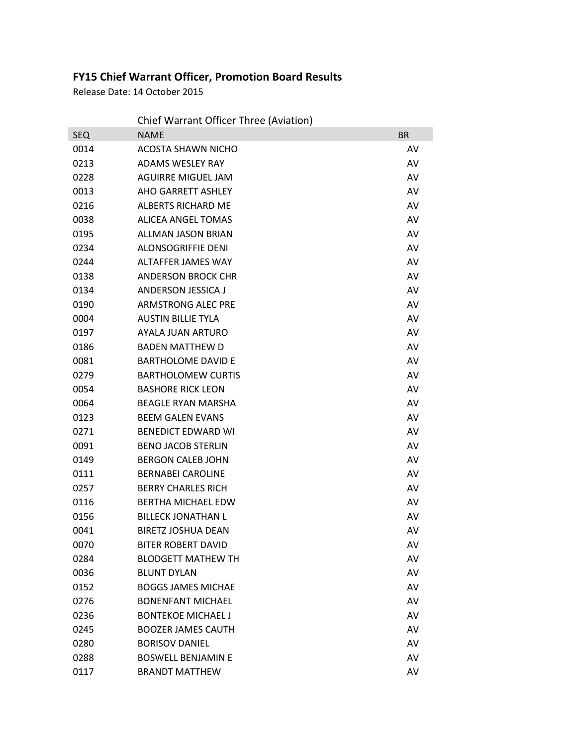## FY15 Chief Warrant Officer, Promotion Board Results

Release Date: 14 October 2015

Chief Warrant Officer Three (Aviation)

| SEQ | NAME | BR |
|---|---|---|
| 0014 | ACOSTA SHAWN NICHO | AV |
| 0213 | ADAMS WESLEY RAY | AV |
| 0228 | AGUIRRE MIGUEL JAM | AV |
| 0013 | AHO GARRETT ASHLEY | AV |
| 0216 | ALBERTS RICHARD ME | AV |
| 0038 | ALICEA ANGEL TOMAS | AV |
| 0195 | ALLMAN JASON BRIAN | AV |
| 0234 | ALONSOGRIFFIE DENI | AV |
| 0244 | ALTAFFER JAMES WAY | AV |
| 0138 | ANDERSON BROCK CHR | AV |
| 0134 | ANDERSON JESSICA J | AV |
| 0190 | ARMSTRONG ALEC PRE | AV |
| 0004 | AUSTIN BILLIE TYLA | AV |
| 0197 | AYALA JUAN ARTURO | AV |
| 0186 | BADEN MATTHEW D | AV |
| 0081 | BARTHOLOME DAVID E | AV |
| 0279 | BARTHOLOMEW CURTIS | AV |
| 0054 | BASHORE RICK LEON | AV |
| 0064 | BEAGLE RYAN MARSHA | AV |
| 0123 | BEEM GALEN EVANS | AV |
| 0271 | BENEDICT EDWARD WI | AV |
| 0091 | BENO JACOB STERLIN | AV |
| 0149 | BERGON CALEB JOHN | AV |
| 0111 | BERNABEI CAROLINE | AV |
| 0257 | BERRY CHARLES RICH | AV |
| 0116 | BERTHA MICHAEL EDW | AV |
| 0156 | BILLECK JONATHAN L | AV |
| 0041 | BIRETZ JOSHUA DEAN | AV |
| 0070 | BITER ROBERT DAVID | AV |
| 0284 | BLODGETT MATHEW TH | AV |
| 0036 | BLUNT DYLAN | AV |
| 0152 | BOGGS JAMES MICHAE | AV |
| 0276 | BONENFANT MICHAEL | AV |
| 0236 | BONTEKOE MICHAEL J | AV |
| 0245 | BOOZER JAMES CAUTH | AV |
| 0280 | BORISOV DANIEL | AV |
| 0288 | BOSWELL BENJAMIN E | AV |
| 0117 | BRANDT MATTHEW | AV |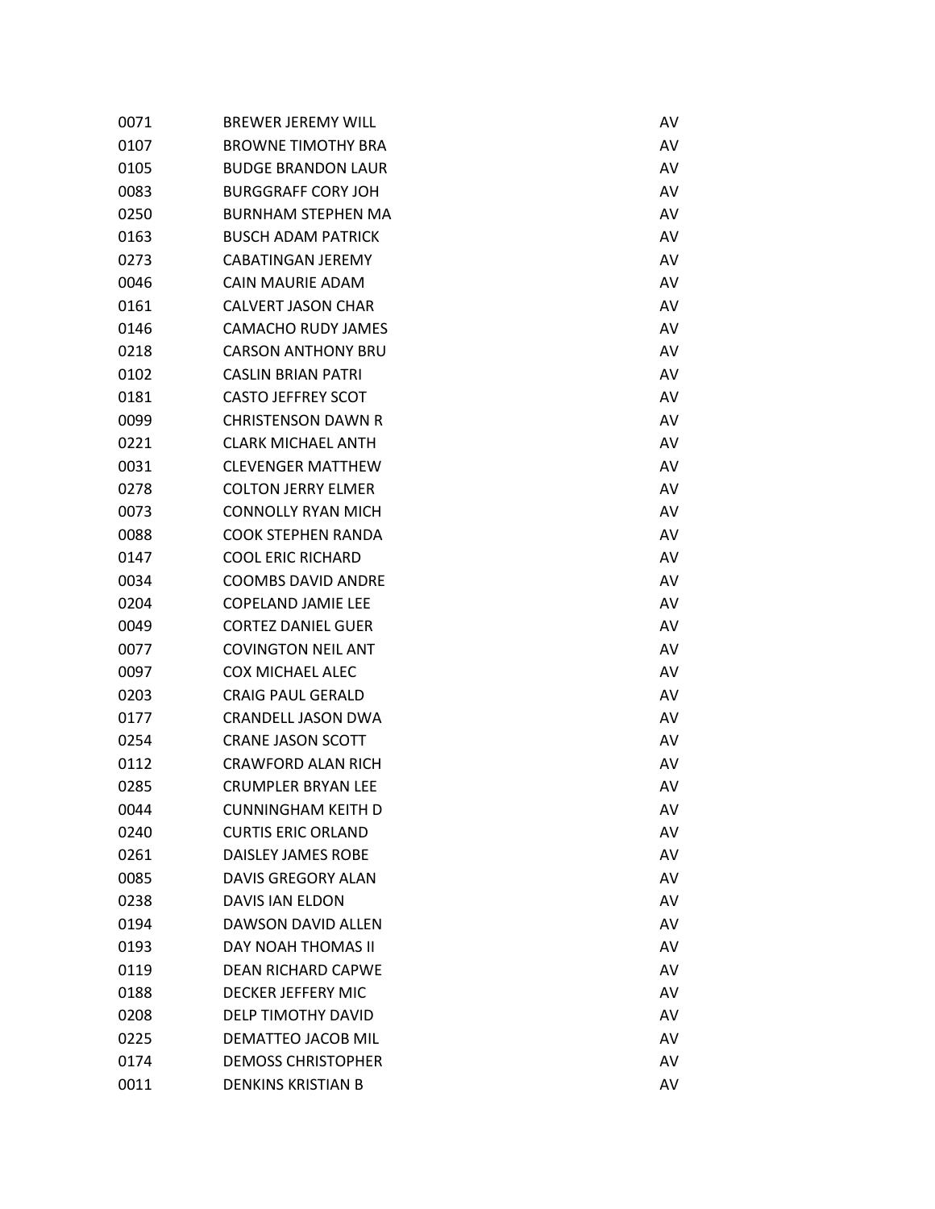| | | |
|---|---|---|
| 0071 | BREWER JEREMY WILL | AV |
| 0107 | BROWNE TIMOTHY BRA | AV |
| 0105 | BUDGE BRANDON LAUR | AV |
| 0083 | BURGGRAFF CORY JOH | AV |
| 0250 | BURNHAM STEPHEN MA | AV |
| 0163 | BUSCH ADAM PATRICK | AV |
| 0273 | CABATINGAN JEREMY | AV |
| 0046 | CAIN MAURIE ADAM | AV |
| 0161 | CALVERT JASON CHAR | AV |
| 0146 | CAMACHO RUDY JAMES | AV |
| 0218 | CARSON ANTHONY BRU | AV |
| 0102 | CASLIN BRIAN PATRI | AV |
| 0181 | CASTO JEFFREY SCOT | AV |
| 0099 | CHRISTENSON DAWN R | AV |
| 0221 | CLARK MICHAEL ANTH | AV |
| 0031 | CLEVENGER MATTHEW | AV |
| 0278 | COLTON JERRY ELMER | AV |
| 0073 | CONNOLLY RYAN MICH | AV |
| 0088 | COOK STEPHEN RANDA | AV |
| 0147 | COOL ERIC RICHARD | AV |
| 0034 | COOMBS DAVID ANDRE | AV |
| 0204 | COPELAND JAMIE LEE | AV |
| 0049 | CORTEZ DANIEL GUER | AV |
| 0077 | COVINGTON NEIL ANT | AV |
| 0097 | COX MICHAEL ALEC | AV |
| 0203 | CRAIG PAUL GERALD | AV |
| 0177 | CRANDELL JASON DWA | AV |
| 0254 | CRANE JASON SCOTT | AV |
| 0112 | CRAWFORD ALAN RICH | AV |
| 0285 | CRUMPLER BRYAN LEE | AV |
| 0044 | CUNNINGHAM KEITH D | AV |
| 0240 | CURTIS ERIC ORLAND | AV |
| 0261 | DAISLEY JAMES ROBE | AV |
| 0085 | DAVIS GREGORY ALAN | AV |
| 0238 | DAVIS IAN ELDON | AV |
| 0194 | DAWSON DAVID ALLEN | AV |
| 0193 | DAY NOAH THOMAS II | AV |
| 0119 | DEAN RICHARD CAPWE | AV |
| 0188 | DECKER JEFFERY MIC | AV |
| 0208 | DELP TIMOTHY DAVID | AV |
| 0225 | DEMATTEO JACOB MIL | AV |
| 0174 | DEMOSS CHRISTOPHER | AV |
| 0011 | DENKINS KRISTIAN B | AV |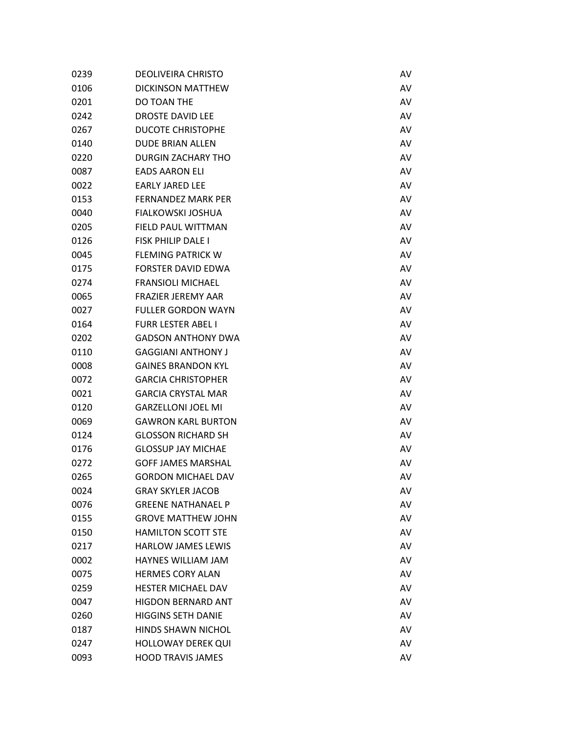| | | |
|---|---|---|
| 0239 | DEOLIVEIRA CHRISTO | AV |
| 0106 | DICKINSON MATTHEW | AV |
| 0201 | DO TOAN THE | AV |
| 0242 | DROSTE DAVID LEE | AV |
| 0267 | DUCOTE CHRISTOPHE | AV |
| 0140 | DUDE BRIAN ALLEN | AV |
| 0220 | DURGIN ZACHARY THO | AV |
| 0087 | EADS AARON ELI | AV |
| 0022 | EARLY JARED LEE | AV |
| 0153 | FERNANDEZ MARK PER | AV |
| 0040 | FIALKOWSKI JOSHUA | AV |
| 0205 | FIELD PAUL WITTMAN | AV |
| 0126 | FISK PHILIP DALE I | AV |
| 0045 | FLEMING PATRICK W | AV |
| 0175 | FORSTER DAVID EDWA | AV |
| 0274 | FRANSIOLI MICHAEL | AV |
| 0065 | FRAZIER JEREMY AAR | AV |
| 0027 | FULLER GORDON WAYN | AV |
| 0164 | FURR LESTER ABEL I | AV |
| 0202 | GADSON ANTHONY DWA | AV |
| 0110 | GAGGIANI ANTHONY J | AV |
| 0008 | GAINES BRANDON KYL | AV |
| 0072 | GARCIA CHRISTOPHER | AV |
| 0021 | GARCIA CRYSTAL MAR | AV |
| 0120 | GARZELLONI JOEL MI | AV |
| 0069 | GAWRON KARL BURTON | AV |
| 0124 | GLOSSON RICHARD SH | AV |
| 0176 | GLOSSUP JAY MICHAE | AV |
| 0272 | GOFF JAMES MARSHAL | AV |
| 0265 | GORDON MICHAEL DAV | AV |
| 0024 | GRAY SKYLER JACOB | AV |
| 0076 | GREENE NATHANAEL P | AV |
| 0155 | GROVE MATTHEW JOHN | AV |
| 0150 | HAMILTON SCOTT STE | AV |
| 0217 | HARLOW JAMES LEWIS | AV |
| 0002 | HAYNES WILLIAM JAM | AV |
| 0075 | HERMES CORY ALAN | AV |
| 0259 | HESTER MICHAEL DAV | AV |
| 0047 | HIGDON BERNARD ANT | AV |
| 0260 | HIGGINS SETH DANIE | AV |
| 0187 | HINDS SHAWN NICHOL | AV |
| 0247 | HOLLOWAY DEREK QUI | AV |
| 0093 | HOOD TRAVIS JAMES | AV |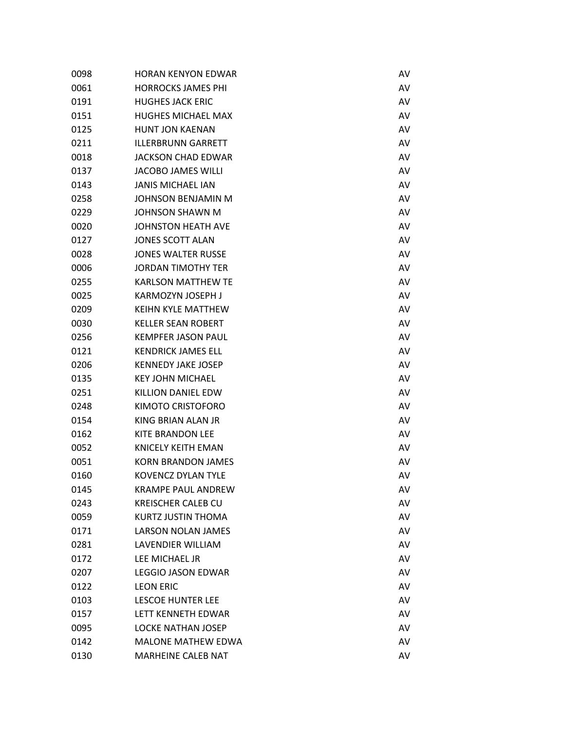| | | |
|---|---|---|
| 0098 | HORAN KENYON EDWAR | AV |
| 0061 | HORROCKS JAMES PHI | AV |
| 0191 | HUGHES JACK ERIC | AV |
| 0151 | HUGHES MICHAEL MAX | AV |
| 0125 | HUNT JON KAENAN | AV |
| 0211 | ILLERBRUNN GARRETT | AV |
| 0018 | JACKSON CHAD EDWAR | AV |
| 0137 | JACOBO JAMES WILLI | AV |
| 0143 | JANIS MICHAEL IAN | AV |
| 0258 | JOHNSON BENJAMIN M | AV |
| 0229 | JOHNSON SHAWN M | AV |
| 0020 | JOHNSTON HEATH AVE | AV |
| 0127 | JONES SCOTT ALAN | AV |
| 0028 | JONES WALTER RUSSE | AV |
| 0006 | JORDAN TIMOTHY TER | AV |
| 0255 | KARLSON MATTHEW TE | AV |
| 0025 | KARMOZYN JOSEPH J | AV |
| 0209 | KEIHN KYLE MATTHEW | AV |
| 0030 | KELLER SEAN ROBERT | AV |
| 0256 | KEMPFER JASON PAUL | AV |
| 0121 | KENDRICK JAMES ELL | AV |
| 0206 | KENNEDY JAKE JOSEP | AV |
| 0135 | KEY JOHN MICHAEL | AV |
| 0251 | KILLION DANIEL EDW | AV |
| 0248 | KIMOTO CRISTOFORO | AV |
| 0154 | KING BRIAN ALAN JR | AV |
| 0162 | KITE BRANDON LEE | AV |
| 0052 | KNICELY KEITH EMAN | AV |
| 0051 | KORN BRANDON JAMES | AV |
| 0160 | KOVENCZ DYLAN TYLE | AV |
| 0145 | KRAMPE PAUL ANDREW | AV |
| 0243 | KREISCHER CALEB CU | AV |
| 0059 | KURTZ JUSTIN THOMA | AV |
| 0171 | LARSON NOLAN JAMES | AV |
| 0281 | LAVENDIER WILLIAM | AV |
| 0172 | LEE MICHAEL JR | AV |
| 0207 | LEGGIO JASON EDWAR | AV |
| 0122 | LEON ERIC | AV |
| 0103 | LESCOE HUNTER LEE | AV |
| 0157 | LETT KENNETH EDWAR | AV |
| 0095 | LOCKE NATHAN JOSEP | AV |
| 0142 | MALONE MATHEW EDWA | AV |
| 0130 | MARHEINE CALEB NAT | AV |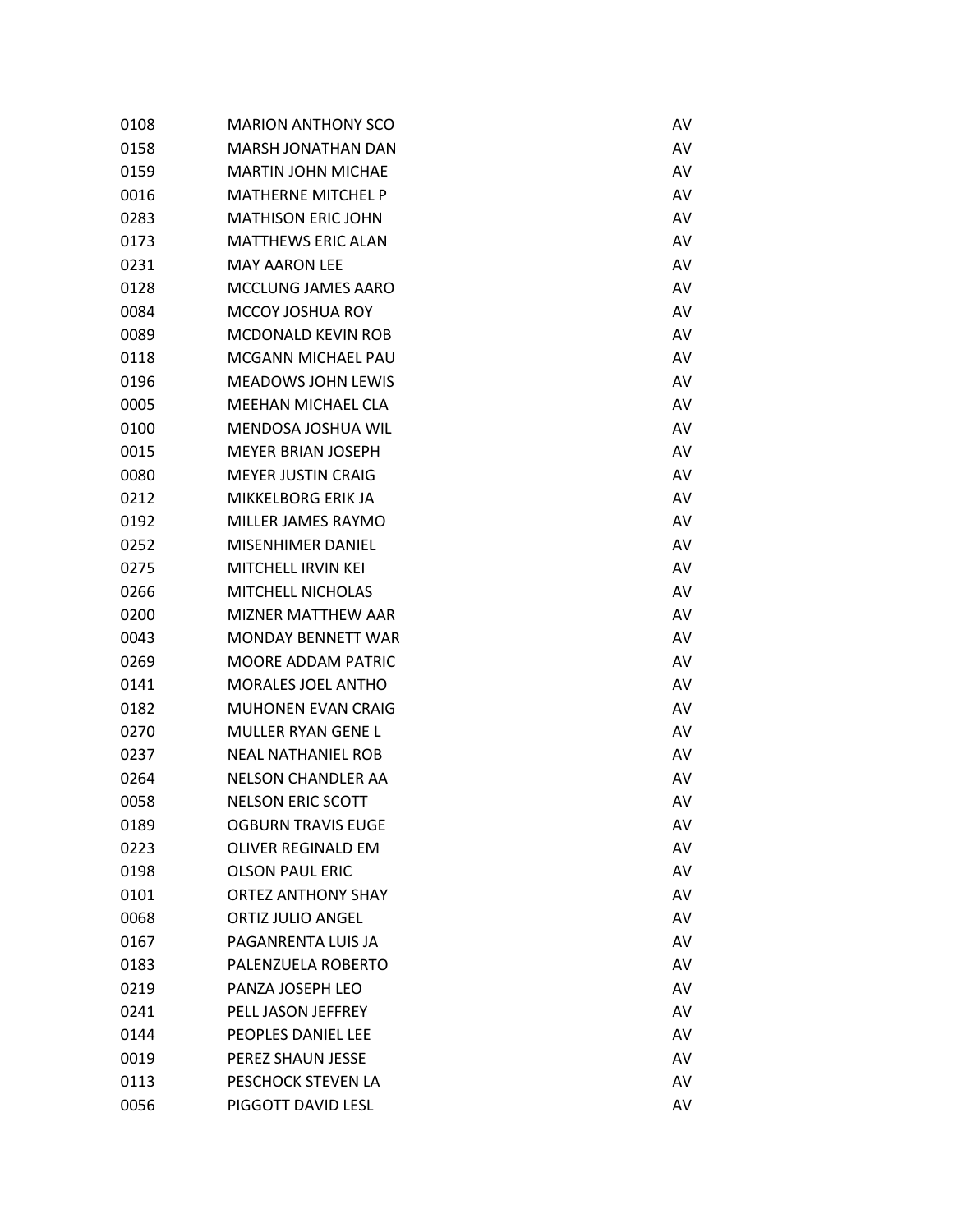| | | |
|---|---|---|
| 0108 | MARION ANTHONY SCO | AV |
| 0158 | MARSH JONATHAN DAN | AV |
| 0159 | MARTIN JOHN MICHAE | AV |
| 0016 | MATHERNE MITCHEL P | AV |
| 0283 | MATHISON ERIC JOHN | AV |
| 0173 | MATTHEWS ERIC ALAN | AV |
| 0231 | MAY AARON LEE | AV |
| 0128 | MCCLUNG JAMES AARO | AV |
| 0084 | MCCOY JOSHUA ROY | AV |
| 0089 | MCDONALD KEVIN ROB | AV |
| 0118 | MCGANN MICHAEL PAU | AV |
| 0196 | MEADOWS JOHN LEWIS | AV |
| 0005 | MEEHAN MICHAEL CLA | AV |
| 0100 | MENDOSA JOSHUA WIL | AV |
| 0015 | MEYER BRIAN JOSEPH | AV |
| 0080 | MEYER JUSTIN CRAIG | AV |
| 0212 | MIKKELBORG ERIK JA | AV |
| 0192 | MILLER JAMES RAYMO | AV |
| 0252 | MISENHIMER DANIEL | AV |
| 0275 | MITCHELL IRVIN KEI | AV |
| 0266 | MITCHELL NICHOLAS | AV |
| 0200 | MIZNER MATTHEW AAR | AV |
| 0043 | MONDAY BENNETT WAR | AV |
| 0269 | MOORE ADDAM PATRIC | AV |
| 0141 | MORALES JOEL ANTHO | AV |
| 0182 | MUHONEN EVAN CRAIG | AV |
| 0270 | MULLER RYAN GENE L | AV |
| 0237 | NEAL NATHANIEL ROB | AV |
| 0264 | NELSON CHANDLER AA | AV |
| 0058 | NELSON ERIC SCOTT | AV |
| 0189 | OGBURN TRAVIS EUGE | AV |
| 0223 | OLIVER REGINALD EM | AV |
| 0198 | OLSON PAUL ERIC | AV |
| 0101 | ORTEZ ANTHONY SHAY | AV |
| 0068 | ORTIZ JULIO ANGEL | AV |
| 0167 | PAGANRENTA LUIS JA | AV |
| 0183 | PALENZUELA ROBERTO | AV |
| 0219 | PANZA JOSEPH LEO | AV |
| 0241 | PELL JASON JEFFREY | AV |
| 0144 | PEOPLES DANIEL LEE | AV |
| 0019 | PEREZ SHAUN JESSE | AV |
| 0113 | PESCHOCK STEVEN LA | AV |
| 0056 | PIGGOTT DAVID LESL | AV |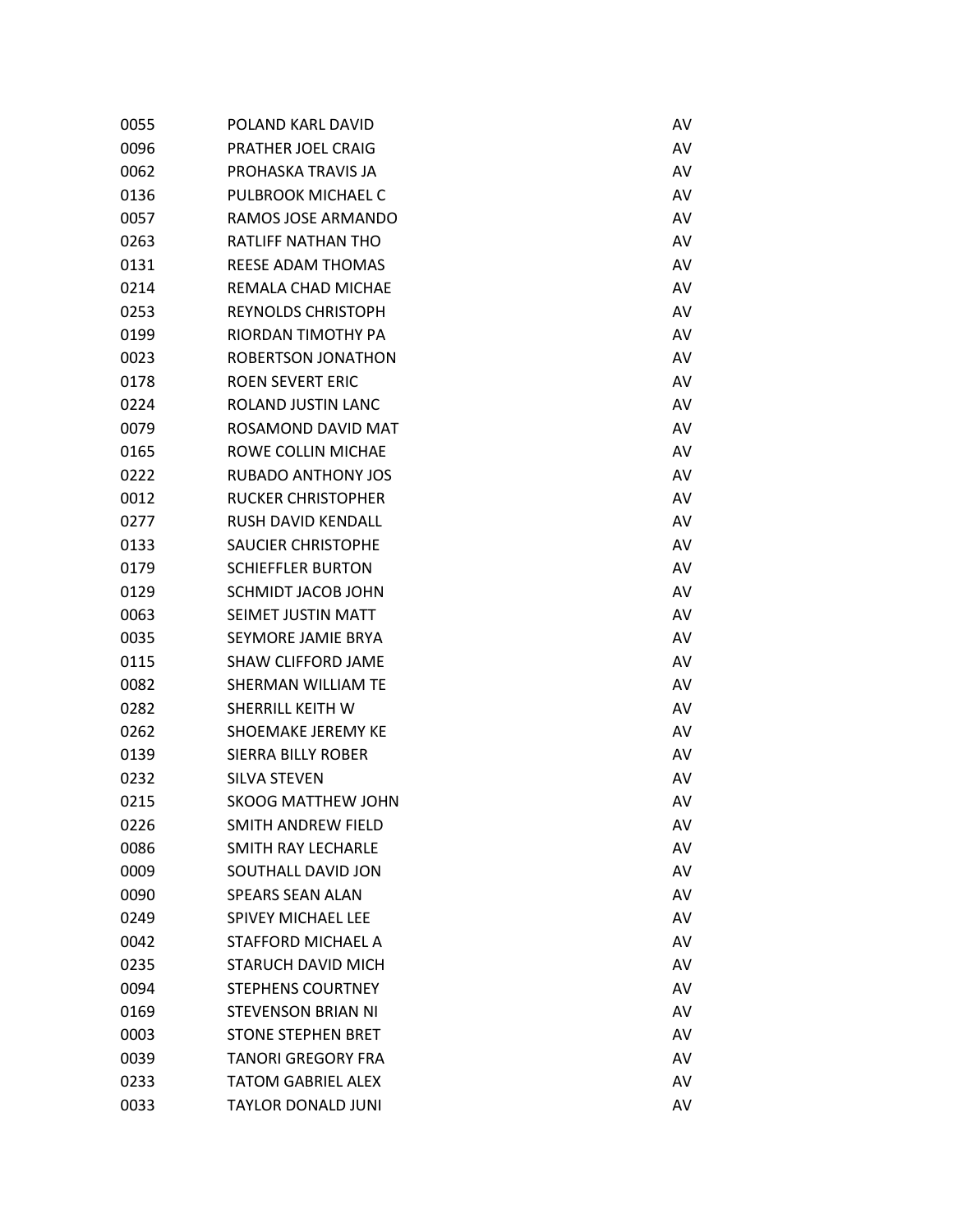| | | |
|---|---|---|
| 0055 | POLAND KARL DAVID | AV |
| 0096 | PRATHER JOEL CRAIG | AV |
| 0062 | PROHASKA TRAVIS JA | AV |
| 0136 | PULBROOK MICHAEL C | AV |
| 0057 | RAMOS JOSE ARMANDO | AV |
| 0263 | RATLIFF NATHAN THO | AV |
| 0131 | REESE ADAM THOMAS | AV |
| 0214 | REMALA CHAD MICHAE | AV |
| 0253 | REYNOLDS CHRISTOPH | AV |
| 0199 | RIORDAN TIMOTHY PA | AV |
| 0023 | ROBERTSON JONATHON | AV |
| 0178 | ROEN SEVERT ERIC | AV |
| 0224 | ROLAND JUSTIN LANC | AV |
| 0079 | ROSAMOND DAVID MAT | AV |
| 0165 | ROWE COLLIN MICHAE | AV |
| 0222 | RUBADO ANTHONY JOS | AV |
| 0012 | RUCKER CHRISTOPHER | AV |
| 0277 | RUSH DAVID KENDALL | AV |
| 0133 | SAUCIER CHRISTOPHE | AV |
| 0179 | SCHIEFFLER BURTON | AV |
| 0129 | SCHMIDT JACOB JOHN | AV |
| 0063 | SEIMET JUSTIN MATT | AV |
| 0035 | SEYMORE JAMIE BRYA | AV |
| 0115 | SHAW CLIFFORD JAME | AV |
| 0082 | SHERMAN WILLIAM TE | AV |
| 0282 | SHERRILL KEITH W | AV |
| 0262 | SHOEMAKE JEREMY KE | AV |
| 0139 | SIERRA BILLY ROBER | AV |
| 0232 | SILVA STEVEN | AV |
| 0215 | SKOOG MATTHEW JOHN | AV |
| 0226 | SMITH ANDREW FIELD | AV |
| 0086 | SMITH RAY LECHARLE | AV |
| 0009 | SOUTHALL DAVID JON | AV |
| 0090 | SPEARS SEAN ALAN | AV |
| 0249 | SPIVEY MICHAEL LEE | AV |
| 0042 | STAFFORD MICHAEL A | AV |
| 0235 | STARUCH DAVID MICH | AV |
| 0094 | STEPHENS COURTNEY | AV |
| 0169 | STEVENSON BRIAN NI | AV |
| 0003 | STONE STEPHEN BRET | AV |
| 0039 | TANORI GREGORY FRA | AV |
| 0233 | TATOM GABRIEL ALEX | AV |
| 0033 | TAYLOR DONALD JUNI | AV |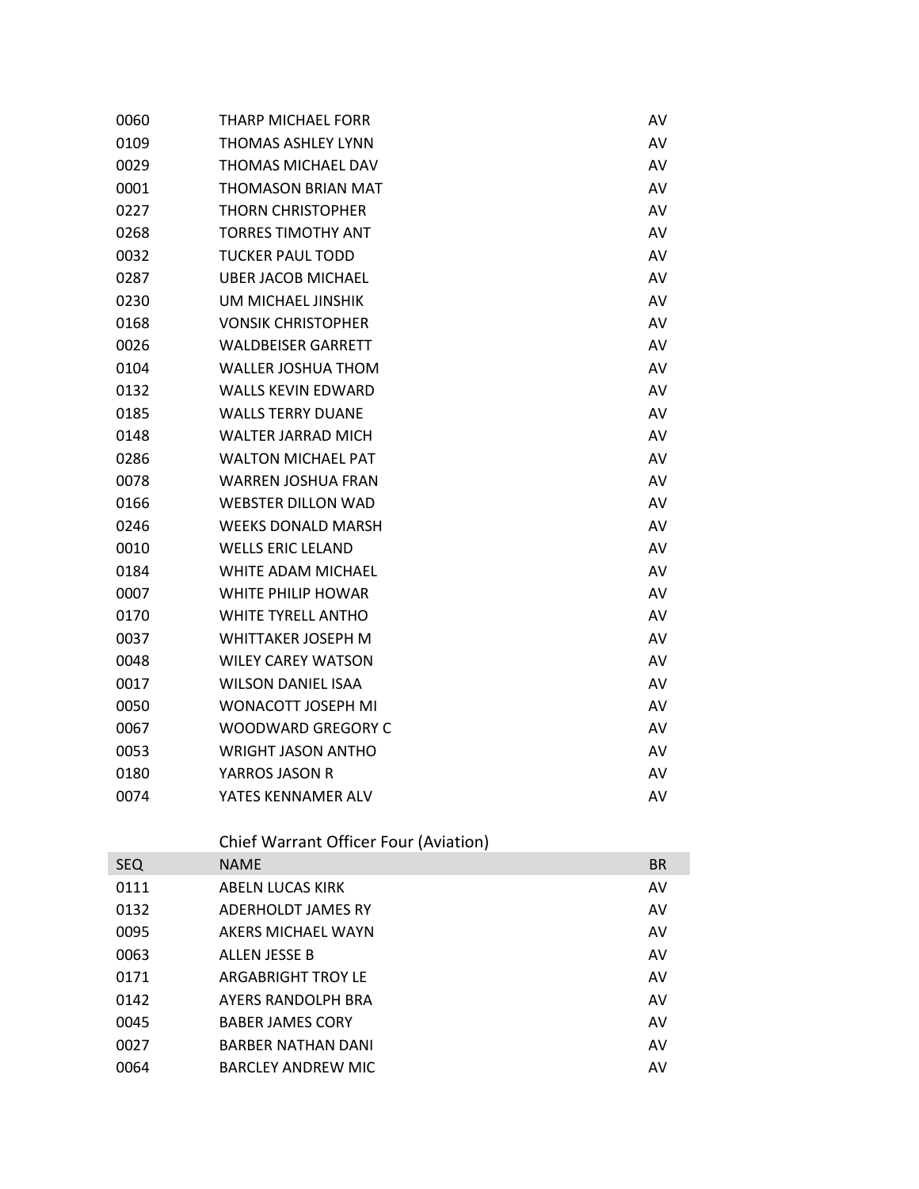| SEQ | NAME | BR |
| --- | --- | --- |
| 0060 | THARP MICHAEL FORR | AV |
| 0109 | THOMAS ASHLEY LYNN | AV |
| 0029 | THOMAS MICHAEL DAV | AV |
| 0001 | THOMASON BRIAN MAT | AV |
| 0227 | THORN CHRISTOPHER | AV |
| 0268 | TORRES TIMOTHY ANT | AV |
| 0032 | TUCKER PAUL TODD | AV |
| 0287 | UBER JACOB MICHAEL | AV |
| 0230 | UM MICHAEL JINSHIK | AV |
| 0168 | VONSIK CHRISTOPHER | AV |
| 0026 | WALDBEISER GARRETT | AV |
| 0104 | WALLER JOSHUA THOM | AV |
| 0132 | WALLS KEVIN EDWARD | AV |
| 0185 | WALLS TERRY DUANE | AV |
| 0148 | WALTER JARRAD MICH | AV |
| 0286 | WALTON MICHAEL PAT | AV |
| 0078 | WARREN JOSHUA FRAN | AV |
| 0166 | WEBSTER DILLON WAD | AV |
| 0246 | WEEKS DONALD MARSH | AV |
| 0010 | WELLS ERIC LELAND | AV |
| 0184 | WHITE ADAM MICHAEL | AV |
| 0007 | WHITE PHILIP HOWAR | AV |
| 0170 | WHITE TYRELL ANTHO | AV |
| 0037 | WHITTAKER JOSEPH M | AV |
| 0048 | WILEY CAREY WATSON | AV |
| 0017 | WILSON DANIEL ISAA | AV |
| 0050 | WONACOTT JOSEPH MI | AV |
| 0067 | WOODWARD GREGORY C | AV |
| 0053 | WRIGHT JASON ANTHO | AV |
| 0180 | YARROS JASON R | AV |
| 0074 | YATES KENNAMER ALV | AV |

## Chief Warrant Officer Four (Aviation)

| SEQ | NAME | BR |
| --- | --- | --- |
| 0111 | ABELN LUCAS KIRK | AV |
| 0132 | ADERHOLDT JAMES RY | AV |
| 0095 | AKERS MICHAEL WAYN | AV |
| 0063 | ALLEN JESSE B | AV |
| 0171 | ARGABRIGHT TROY LE | AV |
| 0142 | AYERS RANDOLPH BRA | AV |
| 0045 | BABER JAMES CORY | AV |
| 0027 | BARBER NATHAN DANI | AV |
| 0064 | BARCLEY ANDREW MIC | AV |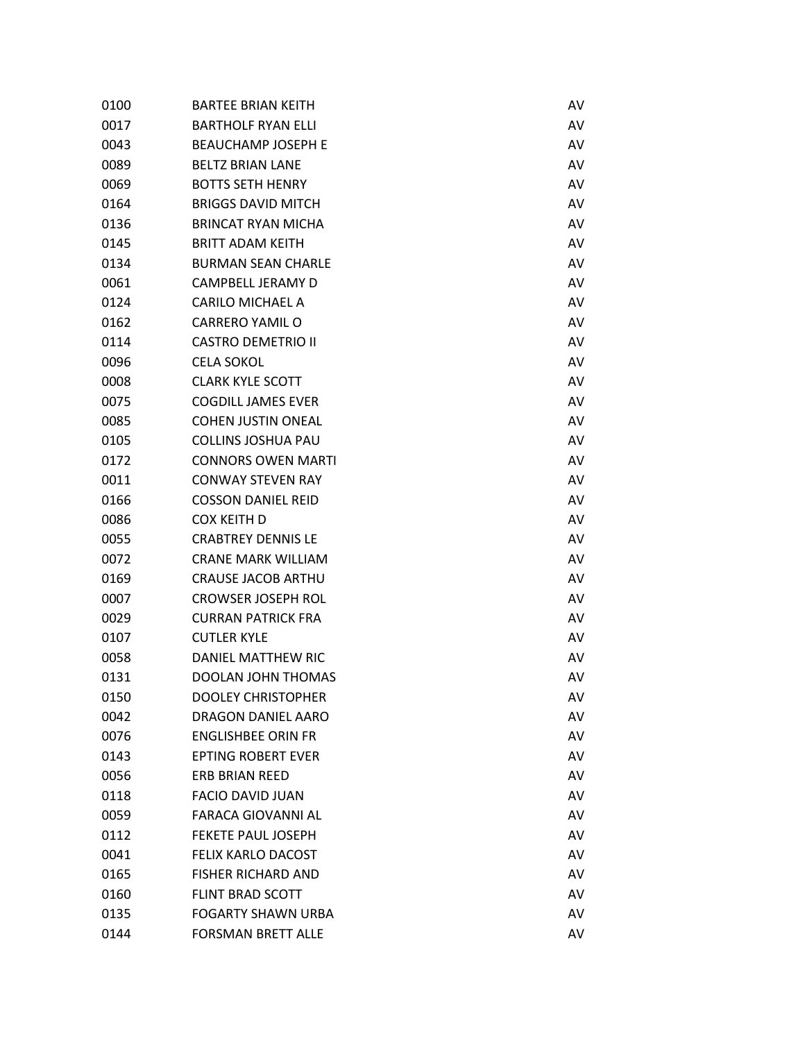| | | |
|---|---|---|
| 0100 | BARTEE BRIAN KEITH | AV |
| 0017 | BARTHOLF RYAN ELLI | AV |
| 0043 | BEAUCHAMP JOSEPH E | AV |
| 0089 | BELTZ BRIAN LANE | AV |
| 0069 | BOTTS SETH HENRY | AV |
| 0164 | BRIGGS DAVID MITCH | AV |
| 0136 | BRINCAT RYAN MICHA | AV |
| 0145 | BRITT ADAM KEITH | AV |
| 0134 | BURMAN SEAN CHARLE | AV |
| 0061 | CAMPBELL JERAMY D | AV |
| 0124 | CARILO MICHAEL A | AV |
| 0162 | CARRERO YAMIL O | AV |
| 0114 | CASTRO DEMETRIO II | AV |
| 0096 | CELA SOKOL | AV |
| 0008 | CLARK KYLE SCOTT | AV |
| 0075 | COGDILL JAMES EVER | AV |
| 0085 | COHEN JUSTIN ONEAL | AV |
| 0105 | COLLINS JOSHUA PAU | AV |
| 0172 | CONNORS OWEN MARTI | AV |
| 0011 | CONWAY STEVEN RAY | AV |
| 0166 | COSSON DANIEL REID | AV |
| 0086 | COX KEITH D | AV |
| 0055 | CRABTREY DENNIS LE | AV |
| 0072 | CRANE MARK WILLIAM | AV |
| 0169 | CRAUSE JACOB ARTHU | AV |
| 0007 | CROWSER JOSEPH ROL | AV |
| 0029 | CURRAN PATRICK FRA | AV |
| 0107 | CUTLER KYLE | AV |
| 0058 | DANIEL MATTHEW RIC | AV |
| 0131 | DOOLAN JOHN THOMAS | AV |
| 0150 | DOOLEY CHRISTOPHER | AV |
| 0042 | DRAGON DANIEL AARO | AV |
| 0076 | ENGLISHBEE ORIN FR | AV |
| 0143 | EPTING ROBERT EVER | AV |
| 0056 | ERB BRIAN REED | AV |
| 0118 | FACIO DAVID JUAN | AV |
| 0059 | FARACA GIOVANNI AL | AV |
| 0112 | FEKETE PAUL JOSEPH | AV |
| 0041 | FELIX KARLO DACOST | AV |
| 0165 | FISHER RICHARD AND | AV |
| 0160 | FLINT BRAD SCOTT | AV |
| 0135 | FOGARTY SHAWN URBA | AV |
| 0144 | FORSMAN BRETT ALLE | AV |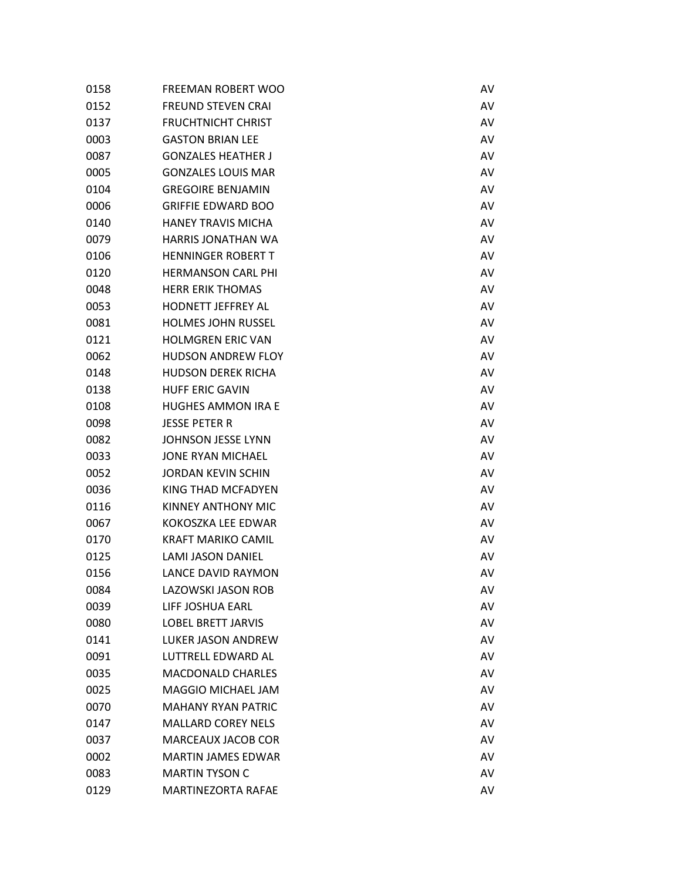| | | |
|---|---|---|
| 0158 | FREEMAN ROBERT WOO | AV |
| 0152 | FREUND STEVEN CRAI | AV |
| 0137 | FRUCHTNICHT CHRIST | AV |
| 0003 | GASTON BRIAN LEE | AV |
| 0087 | GONZALES HEATHER J | AV |
| 0005 | GONZALES LOUIS MAR | AV |
| 0104 | GREGOIRE BENJAMIN | AV |
| 0006 | GRIFFIE EDWARD BOO | AV |
| 0140 | HANEY TRAVIS MICHA | AV |
| 0079 | HARRIS JONATHAN WA | AV |
| 0106 | HENNINGER ROBERT T | AV |
| 0120 | HERMANSON CARL PHI | AV |
| 0048 | HERR ERIK THOMAS | AV |
| 0053 | HODNETT JEFFREY AL | AV |
| 0081 | HOLMES JOHN RUSSEL | AV |
| 0121 | HOLMGREN ERIC VAN | AV |
| 0062 | HUDSON ANDREW FLOY | AV |
| 0148 | HUDSON DEREK RICHA | AV |
| 0138 | HUFF ERIC GAVIN | AV |
| 0108 | HUGHES AMMON IRA E | AV |
| 0098 | JESSE PETER R | AV |
| 0082 | JOHNSON JESSE LYNN | AV |
| 0033 | JONE RYAN MICHAEL | AV |
| 0052 | JORDAN KEVIN SCHIN | AV |
| 0036 | KING THAD MCFADYEN | AV |
| 0116 | KINNEY ANTHONY MIC | AV |
| 0067 | KOKOSZKA LEE EDWAR | AV |
| 0170 | KRAFT MARIKO CAMIL | AV |
| 0125 | LAMI JASON DANIEL | AV |
| 0156 | LANCE DAVID RAYMON | AV |
| 0084 | LAZOWSKI JASON ROB | AV |
| 0039 | LIFF JOSHUA EARL | AV |
| 0080 | LOBEL BRETT JARVIS | AV |
| 0141 | LUKER JASON ANDREW | AV |
| 0091 | LUTTRELL EDWARD AL | AV |
| 0035 | MACDONALD CHARLES | AV |
| 0025 | MAGGIO MICHAEL JAM | AV |
| 0070 | MAHANY RYAN PATRIC | AV |
| 0147 | MALLARD COREY NELS | AV |
| 0037 | MARCEAUX JACOB COR | AV |
| 0002 | MARTIN JAMES EDWAR | AV |
| 0083 | MARTIN TYSON C | AV |
| 0129 | MARTINEZORTA RAFAE | AV |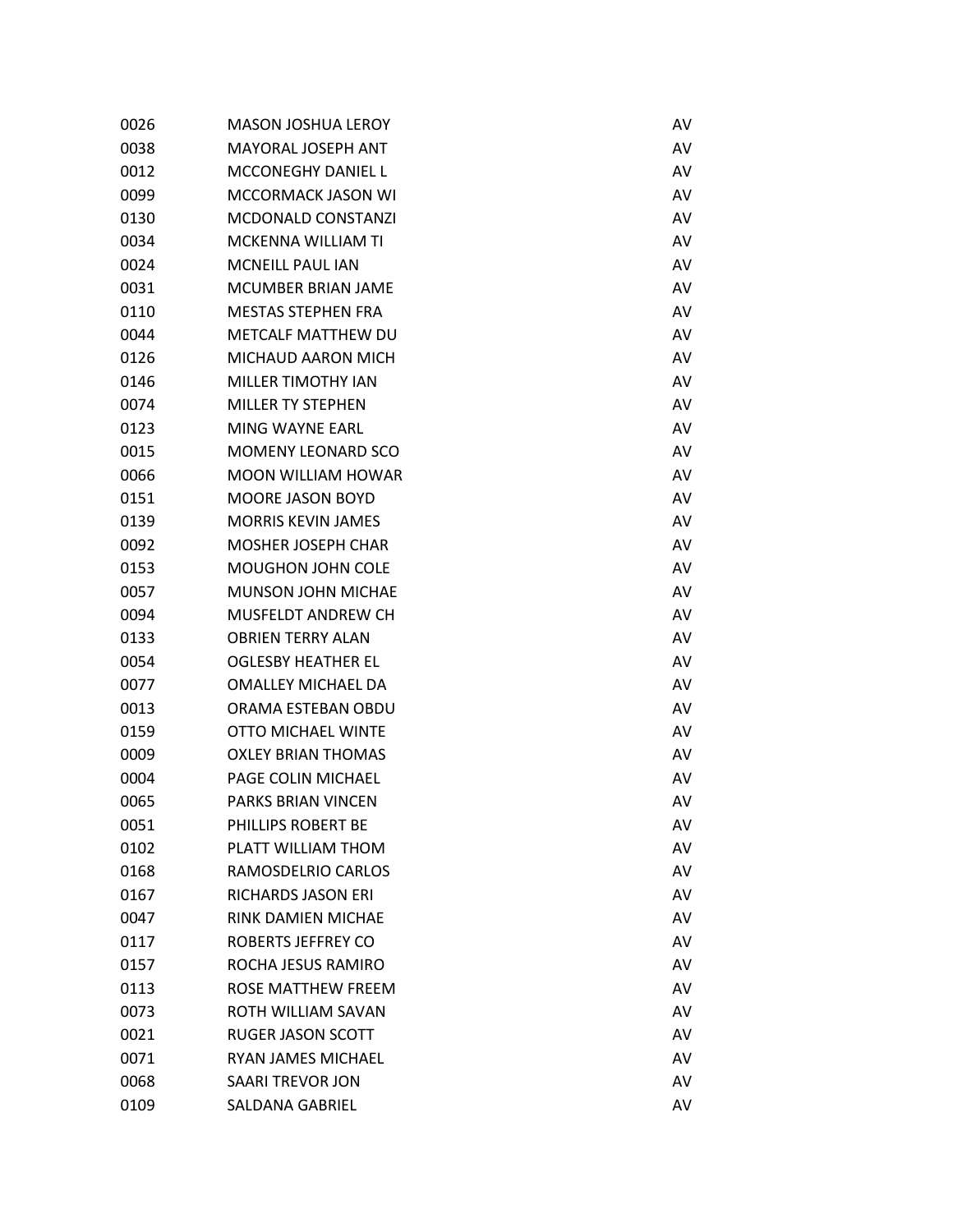| | | |
|---|---|---|
| 0026 | MASON JOSHUA LEROY | AV |
| 0038 | MAYORAL JOSEPH ANT | AV |
| 0012 | MCCONEGHY DANIEL L | AV |
| 0099 | MCCORMACK JASON WI | AV |
| 0130 | MCDONALD CONSTANZI | AV |
| 0034 | MCKENNA WILLIAM TI | AV |
| 0024 | MCNEILL PAUL IAN | AV |
| 0031 | MCUMBER BRIAN JAME | AV |
| 0110 | MESTAS STEPHEN FRA | AV |
| 0044 | METCALF MATTHEW DU | AV |
| 0126 | MICHAUD AARON MICH | AV |
| 0146 | MILLER TIMOTHY IAN | AV |
| 0074 | MILLER TY STEPHEN | AV |
| 0123 | MING WAYNE EARL | AV |
| 0015 | MOMENY LEONARD SCO | AV |
| 0066 | MOON WILLIAM HOWAR | AV |
| 0151 | MOORE JASON BOYD | AV |
| 0139 | MORRIS KEVIN JAMES | AV |
| 0092 | MOSHER JOSEPH CHAR | AV |
| 0153 | MOUGHON JOHN COLE | AV |
| 0057 | MUNSON JOHN MICHAE | AV |
| 0094 | MUSFELDT ANDREW CH | AV |
| 0133 | OBRIEN TERRY ALAN | AV |
| 0054 | OGLESBY HEATHER EL | AV |
| 0077 | OMALLEY MICHAEL DA | AV |
| 0013 | ORAMA ESTEBAN OBDU | AV |
| 0159 | OTTO MICHAEL WINTE | AV |
| 0009 | OXLEY BRIAN THOMAS | AV |
| 0004 | PAGE COLIN MICHAEL | AV |
| 0065 | PARKS BRIAN VINCEN | AV |
| 0051 | PHILLIPS ROBERT BE | AV |
| 0102 | PLATT WILLIAM THOM | AV |
| 0168 | RAMOSDELRIO CARLOS | AV |
| 0167 | RICHARDS JASON ERI | AV |
| 0047 | RINK DAMIEN MICHAE | AV |
| 0117 | ROBERTS JEFFREY CO | AV |
| 0157 | ROCHA JESUS RAMIRO | AV |
| 0113 | ROSE MATTHEW FREEM | AV |
| 0073 | ROTH WILLIAM SAVAN | AV |
| 0021 | RUGER JASON SCOTT | AV |
| 0071 | RYAN JAMES MICHAEL | AV |
| 0068 | SAARI TREVOR JON | AV |
| 0109 | SALDANA GABRIEL | AV |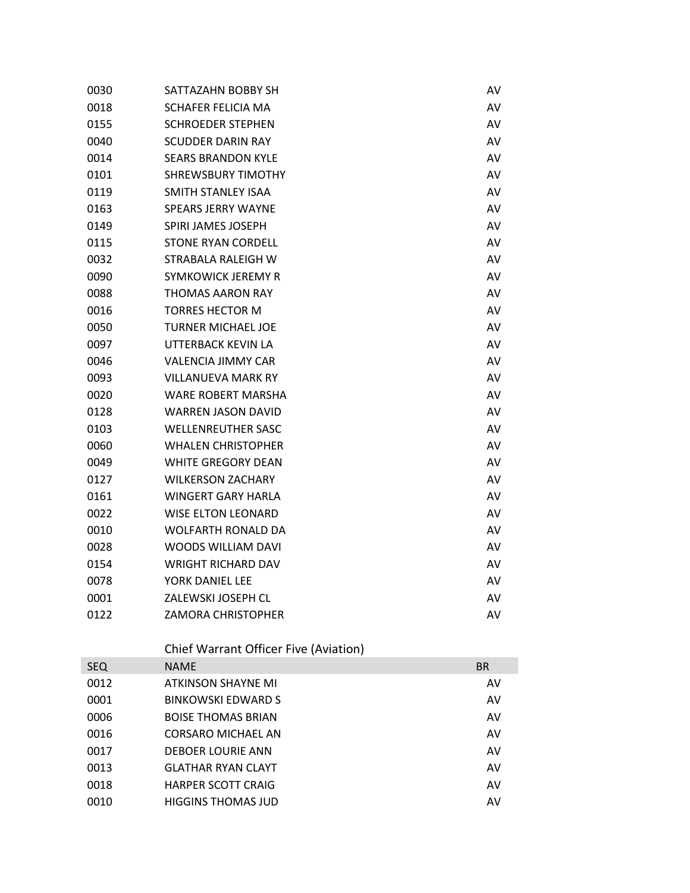| SEQ | NAME | BR |
|---|---|---|
| 0030 | SATTAZAHN BOBBY SH | AV |
| 0018 | SCHAFER FELICIA MA | AV |
| 0155 | SCHROEDER STEPHEN | AV |
| 0040 | SCUDDER DARIN RAY | AV |
| 0014 | SEARS BRANDON KYLE | AV |
| 0101 | SHREWSBURY TIMOTHY | AV |
| 0119 | SMITH STANLEY ISAA | AV |
| 0163 | SPEARS JERRY WAYNE | AV |
| 0149 | SPIRI JAMES JOSEPH | AV |
| 0115 | STONE RYAN CORDELL | AV |
| 0032 | STRABALA RALEIGH W | AV |
| 0090 | SYMKOWICK JEREMY R | AV |
| 0088 | THOMAS AARON RAY | AV |
| 0016 | TORRES HECTOR M | AV |
| 0050 | TURNER MICHAEL JOE | AV |
| 0097 | UTTERBACK KEVIN LA | AV |
| 0046 | VALENCIA JIMMY CAR | AV |
| 0093 | VILLANUEVA MARK RY | AV |
| 0020 | WARE ROBERT MARSHA | AV |
| 0128 | WARREN JASON DAVID | AV |
| 0103 | WELLENREUTHER SASC | AV |
| 0060 | WHALEN CHRISTOPHER | AV |
| 0049 | WHITE GREGORY DEAN | AV |
| 0127 | WILKERSON ZACHARY | AV |
| 0161 | WINGERT GARY HARLA | AV |
| 0022 | WISE ELTON LEONARD | AV |
| 0010 | WOLFARTH RONALD DA | AV |
| 0028 | WOODS WILLIAM DAVI | AV |
| 0154 | WRIGHT RICHARD DAV | AV |
| 0078 | YORK DANIEL LEE | AV |
| 0001 | ZALEWSKI JOSEPH CL | AV |
| 0122 | ZAMORA CHRISTOPHER | AV |

## Chief Warrant Officer Five (Aviation)

| SEQ | NAME | BR |
|---|---|---|
| 0012 | ATKINSON SHAYNE MI | AV |
| 0001 | BINKOWSKI EDWARD S | AV |
| 0006 | BOISE THOMAS BRIAN | AV |
| 0016 | CORSARO MICHAEL AN | AV |
| 0017 | DEBOER LOURIE ANN | AV |
| 0013 | GLATHAR RYAN CLAYT | AV |
| 0018 | HARPER SCOTT CRAIG | AV |
| 0010 | HIGGINS THOMAS JUD | AV |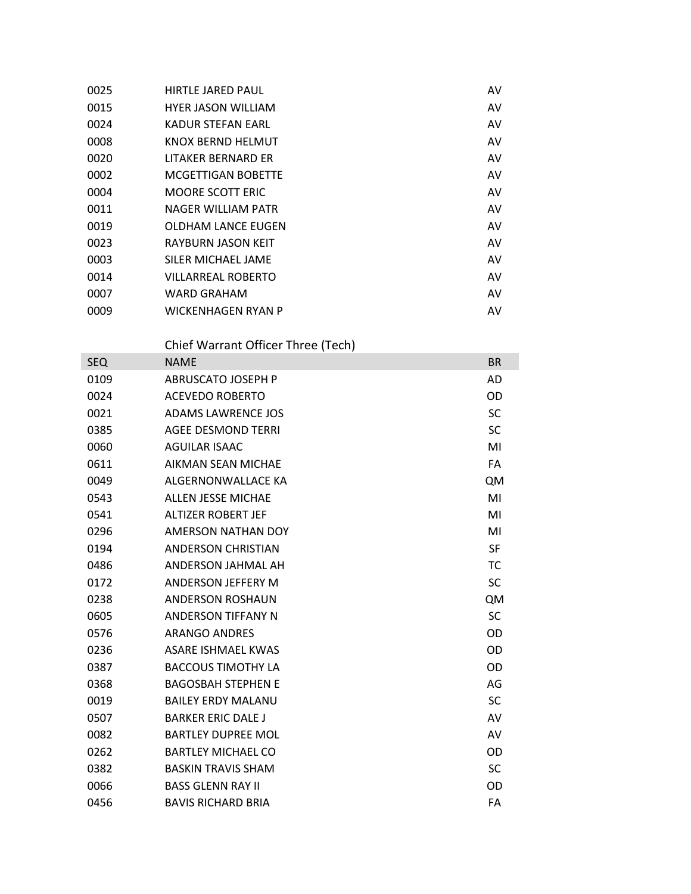| | | |
|---|---|---|
| 0025 | HIRTLE JARED PAUL | AV |
| 0015 | HYER JASON WILLIAM | AV |
| 0024 | KADUR STEFAN EARL | AV |
| 0008 | KNOX BERND HELMUT | AV |
| 0020 | LITAKER BERNARD ER | AV |
| 0002 | MCGETTIGAN BOBETTE | AV |
| 0004 | MOORE SCOTT ERIC | AV |
| 0011 | NAGER WILLIAM PATR | AV |
| 0019 | OLDHAM LANCE EUGEN | AV |
| 0023 | RAYBURN JASON KEIT | AV |
| 0003 | SILER MICHAEL JAME | AV |
| 0014 | VILLARREAL ROBERTO | AV |
| 0007 | WARD GRAHAM | AV |
| 0009 | WICKENHAGEN RYAN P | AV |

## Chief Warrant Officer Three (Tech)

| SEQ | NAME | BR |
|---|---|---|
| 0109 | ABRUSCATO JOSEPH P | AD |
| 0024 | ACEVEDO ROBERTO | OD |
| 0021 | ADAMS LAWRENCE JOS | SC |
| 0385 | AGEE DESMOND TERRI | SC |
| 0060 | AGUILAR ISAAC | MI |
| 0611 | AIKMAN SEAN MICHAE | FA |
| 0049 | ALGERNONWALLACE KA | QM |
| 0543 | ALLEN JESSE MICHAE | MI |
| 0541 | ALTIZER ROBERT JEF | MI |
| 0296 | AMERSON NATHAN DOY | MI |
| 0194 | ANDERSON CHRISTIAN | SF |
| 0486 | ANDERSON JAHMAL AH | TC |
| 0172 | ANDERSON JEFFERY M | SC |
| 0238 | ANDERSON ROSHAUN | QM |
| 0605 | ANDERSON TIFFANY N | SC |
| 0576 | ARANGO ANDRES | OD |
| 0236 | ASARE ISHMAEL KWAS | OD |
| 0387 | BACCOUS TIMOTHY LA | OD |
| 0368 | BAGOSBAH STEPHEN E | AG |
| 0019 | BAILEY ERDY MALANU | SC |
| 0507 | BARKER ERIC DALE J | AV |
| 0082 | BARTLEY DUPREE MOL | AV |
| 0262 | BARTLEY MICHAEL CO | OD |
| 0382 | BASKIN TRAVIS SHAM | SC |
| 0066 | BASS GLENN RAY II | OD |
| 0456 | BAVIS RICHARD BRIA | FA |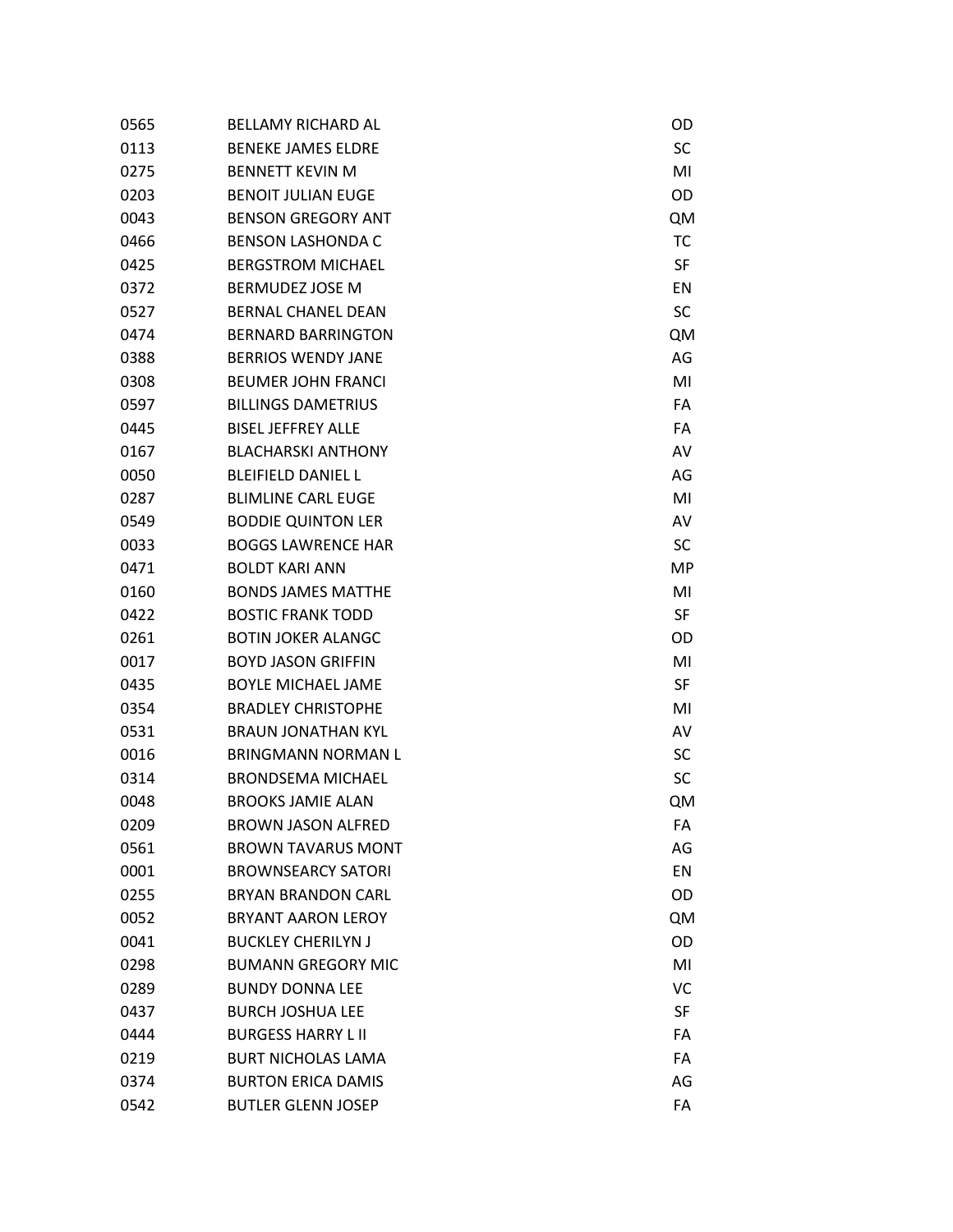| | | |
|---|---|---|
| 0565 | BELLAMY RICHARD AL | OD |
| 0113 | BENEKE JAMES ELDRE | SC |
| 0275 | BENNETT KEVIN M | MI |
| 0203 | BENOIT JULIAN EUGE | OD |
| 0043 | BENSON GREGORY ANT | QM |
| 0466 | BENSON LASHONDA C | TC |
| 0425 | BERGSTROM MICHAEL | SF |
| 0372 | BERMUDEZ JOSE M | EN |
| 0527 | BERNAL CHANEL DEAN | SC |
| 0474 | BERNARD BARRINGTON | QM |
| 0388 | BERRIOS WENDY JANE | AG |
| 0308 | BEUMER JOHN FRANCI | MI |
| 0597 | BILLINGS DAMETRIUS | FA |
| 0445 | BISEL JEFFREY ALLE | FA |
| 0167 | BLACHARSKI ANTHONY | AV |
| 0050 | BLEIFIELD DANIEL L | AG |
| 0287 | BLIMLINE CARL EUGE | MI |
| 0549 | BODDIE QUINTON LER | AV |
| 0033 | BOGGS LAWRENCE HAR | SC |
| 0471 | BOLDT KARI ANN | MP |
| 0160 | BONDS JAMES MATTHE | MI |
| 0422 | BOSTIC FRANK TODD | SF |
| 0261 | BOTIN JOKER ALANGC | OD |
| 0017 | BOYD JASON GRIFFIN | MI |
| 0435 | BOYLE MICHAEL JAME | SF |
| 0354 | BRADLEY CHRISTOPHE | MI |
| 0531 | BRAUN JONATHAN KYL | AV |
| 0016 | BRINGMANN NORMAN L | SC |
| 0314 | BRONDSEMA MICHAEL | SC |
| 0048 | BROOKS JAMIE ALAN | QM |
| 0209 | BROWN JASON ALFRED | FA |
| 0561 | BROWN TAVARUS MONT | AG |
| 0001 | BROWNSEARCY SATORI | EN |
| 0255 | BRYAN BRANDON CARL | OD |
| 0052 | BRYANT AARON LEROY | QM |
| 0041 | BUCKLEY CHERILYN J | OD |
| 0298 | BUMANN GREGORY MIC | MI |
| 0289 | BUNDY DONNA LEE | VC |
| 0437 | BURCH JOSHUA LEE | SF |
| 0444 | BURGESS HARRY L II | FA |
| 0219 | BURT NICHOLAS LAMA | FA |
| 0374 | BURTON ERICA DAMIS | AG |
| 0542 | BUTLER GLENN JOSEP | FA |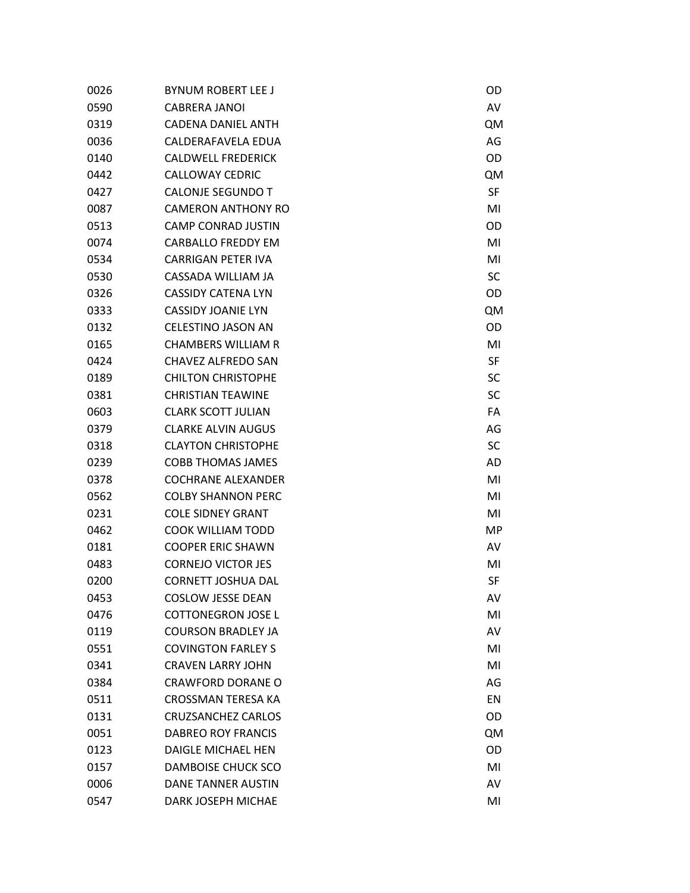| | | |
|---|---|---|
| 0026 | BYNUM ROBERT LEE J | OD |
| 0590 | CABRERA JANOI | AV |
| 0319 | CADENA DANIEL ANTH | QM |
| 0036 | CALDERAFAVELA EDUA | AG |
| 0140 | CALDWELL FREDERICK | OD |
| 0442 | CALLOWAY CEDRIC | QM |
| 0427 | CALONJE SEGUNDO T | SF |
| 0087 | CAMERON ANTHONY RO | MI |
| 0513 | CAMP CONRAD JUSTIN | OD |
| 0074 | CARBALLO FREDDY EM | MI |
| 0534 | CARRIGAN PETER IVA | MI |
| 0530 | CASSADA WILLIAM JA | SC |
| 0326 | CASSIDY CATENA LYN | OD |
| 0333 | CASSIDY JOANIE LYN | QM |
| 0132 | CELESTINO JASON AN | OD |
| 0165 | CHAMBERS WILLIAM R | MI |
| 0424 | CHAVEZ ALFREDO SAN | SF |
| 0189 | CHILTON CHRISTOPHE | SC |
| 0381 | CHRISTIAN TEAWINE | SC |
| 0603 | CLARK SCOTT JULIAN | FA |
| 0379 | CLARKE ALVIN AUGUS | AG |
| 0318 | CLAYTON CHRISTOPHE | SC |
| 0239 | COBB THOMAS JAMES | AD |
| 0378 | COCHRANE ALEXANDER | MI |
| 0562 | COLBY SHANNON PERC | MI |
| 0231 | COLE SIDNEY GRANT | MI |
| 0462 | COOK WILLIAM TODD | MP |
| 0181 | COOPER ERIC SHAWN | AV |
| 0483 | CORNEJO VICTOR JES | MI |
| 0200 | CORNETT JOSHUA DAL | SF |
| 0453 | COSLOW JESSE DEAN | AV |
| 0476 | COTTONEGRON JOSE L | MI |
| 0119 | COURSON BRADLEY JA | AV |
| 0551 | COVINGTON FARLEY S | MI |
| 0341 | CRAVEN LARRY JOHN | MI |
| 0384 | CRAWFORD DORANE O | AG |
| 0511 | CROSSMAN TERESA KA | EN |
| 0131 | CRUZSANCHEZ CARLOS | OD |
| 0051 | DABREO ROY FRANCIS | QM |
| 0123 | DAIGLE MICHAEL HEN | OD |
| 0157 | DAMBOISE CHUCK SCO | MI |
| 0006 | DANE TANNER AUSTIN | AV |
| 0547 | DARK JOSEPH MICHAE | MI |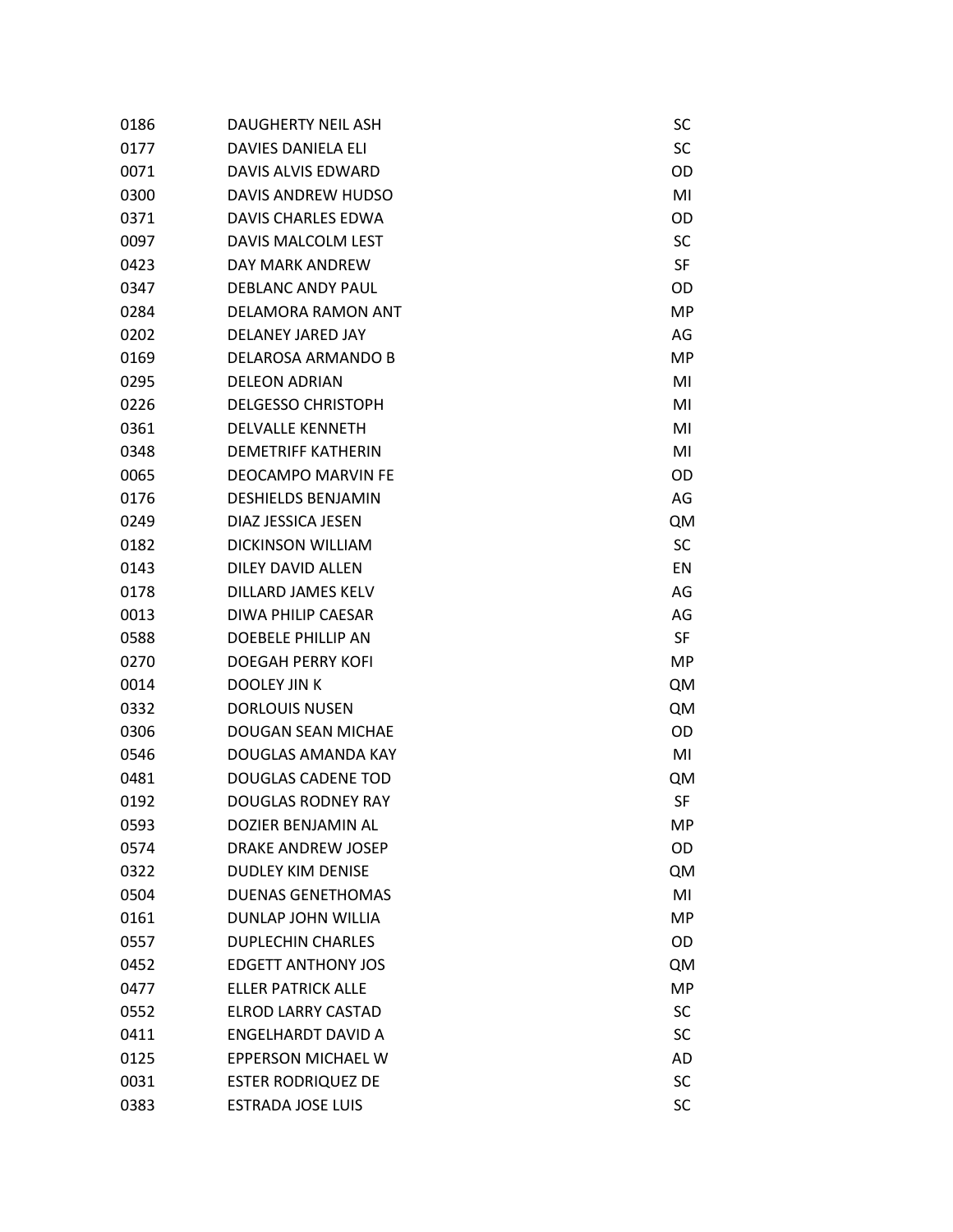| | | |
|---|---|---|
| 0186 | DAUGHERTY NEIL ASH | SC |
| 0177 | DAVIES DANIELA ELI | SC |
| 0071 | DAVIS ALVIS EDWARD | OD |
| 0300 | DAVIS ANDREW HUDSO | MI |
| 0371 | DAVIS CHARLES EDWA | OD |
| 0097 | DAVIS MALCOLM LEST | SC |
| 0423 | DAY MARK ANDREW | SF |
| 0347 | DEBLANC ANDY PAUL | OD |
| 0284 | DELAMORA RAMON ANT | MP |
| 0202 | DELANEY JARED JAY | AG |
| 0169 | DELAROSA ARMANDO B | MP |
| 0295 | DELEON ADRIAN | MI |
| 0226 | DELGESSO CHRISTOPH | MI |
| 0361 | DELVALLE KENNETH | MI |
| 0348 | DEMETRIFF KATHERIN | MI |
| 0065 | DEOCAMPO MARVIN FE | OD |
| 0176 | DESHIELDS BENJAMIN | AG |
| 0249 | DIAZ JESSICA JESEN | QM |
| 0182 | DICKINSON WILLIAM | SC |
| 0143 | DILEY DAVID ALLEN | EN |
| 0178 | DILLARD JAMES KELV | AG |
| 0013 | DIWA PHILIP CAESAR | AG |
| 0588 | DOEBELE PHILLIP AN | SF |
| 0270 | DOEGAH PERRY KOFI | MP |
| 0014 | DOOLEY JIN K | QM |
| 0332 | DORLOUIS NUSEN | QM |
| 0306 | DOUGAN SEAN MICHAE | OD |
| 0546 | DOUGLAS AMANDA KAY | MI |
| 0481 | DOUGLAS CADENE TOD | QM |
| 0192 | DOUGLAS RODNEY RAY | SF |
| 0593 | DOZIER BENJAMIN AL | MP |
| 0574 | DRAKE ANDREW JOSEP | OD |
| 0322 | DUDLEY KIM DENISE | QM |
| 0504 | DUENAS GENETHOMAS | MI |
| 0161 | DUNLAP JOHN WILLIA | MP |
| 0557 | DUPLECHIN CHARLES | OD |
| 0452 | EDGETT ANTHONY JOS | QM |
| 0477 | ELLER PATRICK ALLE | MP |
| 0552 | ELROD LARRY CASTAD | SC |
| 0411 | ENGELHARDT DAVID A | SC |
| 0125 | EPPERSON MICHAEL W | AD |
| 0031 | ESTER RODRIQUEZ DE | SC |
| 0383 | ESTRADA JOSE LUIS | SC |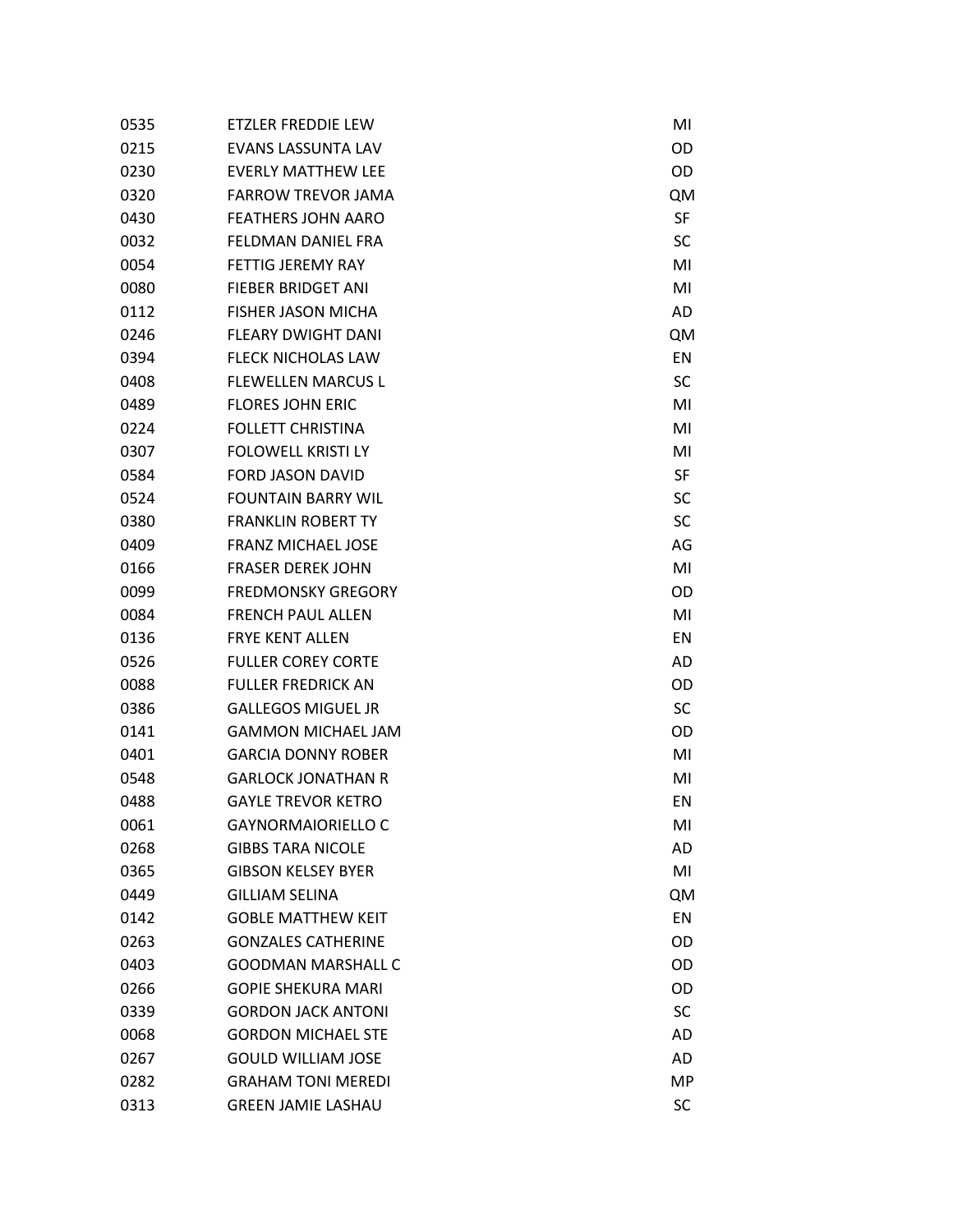| | | |
|---|---|---|
| 0535 | ETZLER FREDDIE LEW | MI |
| 0215 | EVANS LASSUNTA LAV | OD |
| 0230 | EVERLY MATTHEW LEE | OD |
| 0320 | FARROW TREVOR JAMA | QM |
| 0430 | FEATHERS JOHN AARO | SF |
| 0032 | FELDMAN DANIEL FRA | SC |
| 0054 | FETTIG JEREMY RAY | MI |
| 0080 | FIEBER BRIDGET ANI | MI |
| 0112 | FISHER JASON MICHA | AD |
| 0246 | FLEARY DWIGHT DANI | QM |
| 0394 | FLECK NICHOLAS LAW | EN |
| 0408 | FLEWELLEN MARCUS L | SC |
| 0489 | FLORES JOHN ERIC | MI |
| 0224 | FOLLETT CHRISTINA | MI |
| 0307 | FOLOWELL KRISTI LY | MI |
| 0584 | FORD JASON DAVID | SF |
| 0524 | FOUNTAIN BARRY WIL | SC |
| 0380 | FRANKLIN ROBERT TY | SC |
| 0409 | FRANZ MICHAEL JOSE | AG |
| 0166 | FRASER DEREK JOHN | MI |
| 0099 | FREDMONSKY GREGORY | OD |
| 0084 | FRENCH PAUL ALLEN | MI |
| 0136 | FRYE KENT ALLEN | EN |
| 0526 | FULLER COREY CORTE | AD |
| 0088 | FULLER FREDRICK AN | OD |
| 0386 | GALLEGOS MIGUEL JR | SC |
| 0141 | GAMMON MICHAEL JAM | OD |
| 0401 | GARCIA DONNY ROBER | MI |
| 0548 | GARLOCK JONATHAN R | MI |
| 0488 | GAYLE TREVOR KETRO | EN |
| 0061 | GAYNORMAIORIELLO C | MI |
| 0268 | GIBBS TARA NICOLE | AD |
| 0365 | GIBSON KELSEY BYER | MI |
| 0449 | GILLIAM SELINA | QM |
| 0142 | GOBLE MATTHEW KEIT | EN |
| 0263 | GONZALES CATHERINE | OD |
| 0403 | GOODMAN MARSHALL C | OD |
| 0266 | GOPIE SHEKURA MARI | OD |
| 0339 | GORDON JACK ANTONI | SC |
| 0068 | GORDON MICHAEL STE | AD |
| 0267 | GOULD WILLIAM JOSE | AD |
| 0282 | GRAHAM TONI MEREDI | MP |
| 0313 | GREEN JAMIE LASHAU | SC |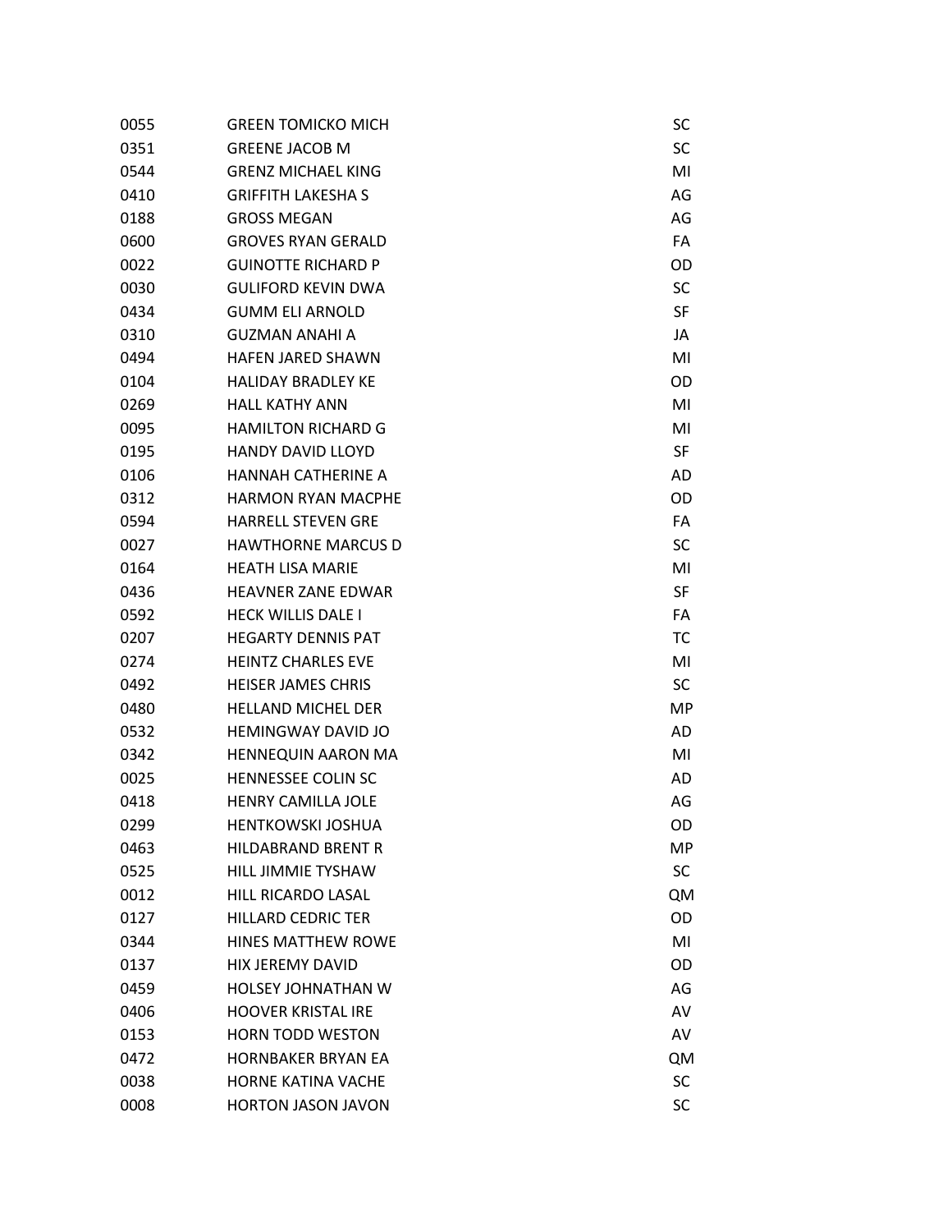| | | |
|---|---|---|
| 0055 | GREEN TOMICKO MICH | SC |
| 0351 | GREENE JACOB M | SC |
| 0544 | GRENZ MICHAEL KING | MI |
| 0410 | GRIFFITH LAKESHA S | AG |
| 0188 | GROSS MEGAN | AG |
| 0600 | GROVES RYAN GERALD | FA |
| 0022 | GUINOTTE RICHARD P | OD |
| 0030 | GULIFORD KEVIN DWA | SC |
| 0434 | GUMM ELI ARNOLD | SF |
| 0310 | GUZMAN ANAHI A | JA |
| 0494 | HAFEN JARED SHAWN | MI |
| 0104 | HALIDAY BRADLEY KE | OD |
| 0269 | HALL KATHY ANN | MI |
| 0095 | HAMILTON RICHARD G | MI |
| 0195 | HANDY DAVID LLOYD | SF |
| 0106 | HANNAH CATHERINE A | AD |
| 0312 | HARMON RYAN MACPHE | OD |
| 0594 | HARRELL STEVEN GRE | FA |
| 0027 | HAWTHORNE MARCUS D | SC |
| 0164 | HEATH LISA MARIE | MI |
| 0436 | HEAVNER ZANE EDWAR | SF |
| 0592 | HECK WILLIS DALE I | FA |
| 0207 | HEGARTY DENNIS PAT | TC |
| 0274 | HEINTZ CHARLES EVE | MI |
| 0492 | HEISER JAMES CHRIS | SC |
| 0480 | HELLAND MICHEL DER | MP |
| 0532 | HEMINGWAY DAVID JO | AD |
| 0342 | HENNEQUIN AARON MA | MI |
| 0025 | HENNESSEE COLIN SC | AD |
| 0418 | HENRY CAMILLA JOLE | AG |
| 0299 | HENTKOWSKI JOSHUA | OD |
| 0463 | HILDABRAND BRENT R | MP |
| 0525 | HILL JIMMIE TYSHAW | SC |
| 0012 | HILL RICARDO LASAL | QM |
| 0127 | HILLARD CEDRIC TER | OD |
| 0344 | HINES MATTHEW ROWE | MI |
| 0137 | HIX JEREMY DAVID | OD |
| 0459 | HOLSEY JOHNATHAN W | AG |
| 0406 | HOOVER KRISTAL IRE | AV |
| 0153 | HORN TODD WESTON | AV |
| 0472 | HORNBAKER BRYAN EA | QM |
| 0038 | HORNE KATINA VACHE | SC |
| 0008 | HORTON JASON JAVON | SC |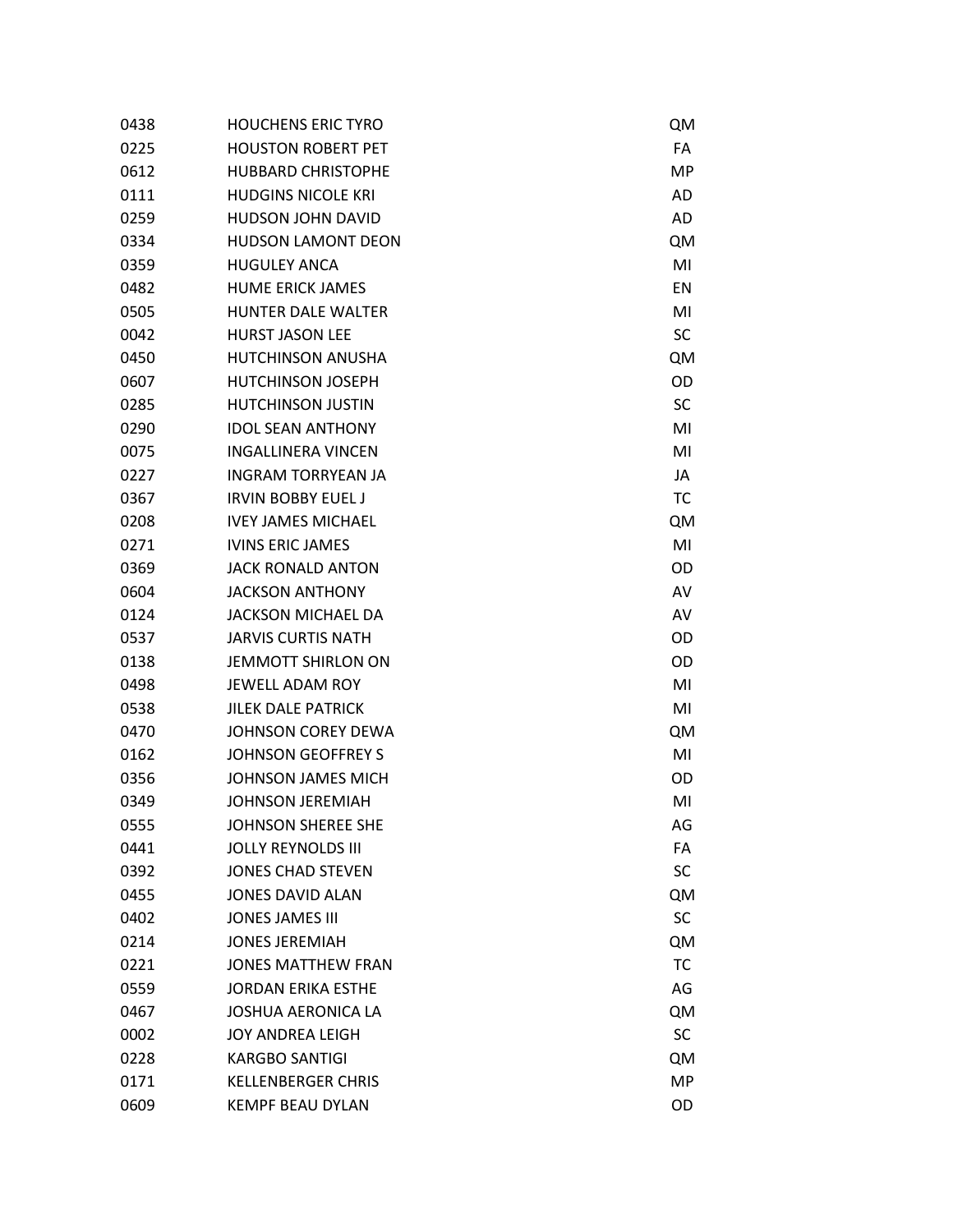| | | |
|---|---|---|
| 0438 | HOUCHENS ERIC TYRO | QM |
| 0225 | HOUSTON ROBERT PET | FA |
| 0612 | HUBBARD CHRISTOPHE | MP |
| 0111 | HUDGINS NICOLE KRI | AD |
| 0259 | HUDSON JOHN DAVID | AD |
| 0334 | HUDSON LAMONT DEON | QM |
| 0359 | HUGULEY ANCA | MI |
| 0482 | HUME ERICK JAMES | EN |
| 0505 | HUNTER DALE WALTER | MI |
| 0042 | HURST JASON LEE | SC |
| 0450 | HUTCHINSON ANUSHA | QM |
| 0607 | HUTCHINSON JOSEPH | OD |
| 0285 | HUTCHINSON JUSTIN | SC |
| 0290 | IDOL SEAN ANTHONY | MI |
| 0075 | INGALLINERA VINCEN | MI |
| 0227 | INGRAM TORRYEAN JA | JA |
| 0367 | IRVIN BOBBY EUEL J | TC |
| 0208 | IVEY JAMES MICHAEL | QM |
| 0271 | IVINS ERIC JAMES | MI |
| 0369 | JACK RONALD ANTON | OD |
| 0604 | JACKSON ANTHONY | AV |
| 0124 | JACKSON MICHAEL DA | AV |
| 0537 | JARVIS CURTIS NATH | OD |
| 0138 | JEMMOTT SHIRLON ON | OD |
| 0498 | JEWELL ADAM ROY | MI |
| 0538 | JILEK DALE PATRICK | MI |
| 0470 | JOHNSON COREY DEWA | QM |
| 0162 | JOHNSON GEOFFREY S | MI |
| 0356 | JOHNSON JAMES MICH | OD |
| 0349 | JOHNSON JEREMIAH | MI |
| 0555 | JOHNSON SHEREE SHE | AG |
| 0441 | JOLLY REYNOLDS III | FA |
| 0392 | JONES CHAD STEVEN | SC |
| 0455 | JONES DAVID ALAN | QM |
| 0402 | JONES JAMES III | SC |
| 0214 | JONES JEREMIAH | QM |
| 0221 | JONES MATTHEW FRAN | TC |
| 0559 | JORDAN ERIKA ESTHE | AG |
| 0467 | JOSHUA AERONICA LA | QM |
| 0002 | JOY ANDREA LEIGH | SC |
| 0228 | KARGBO SANTIGI | QM |
| 0171 | KELLENBERGER CHRIS | MP |
| 0609 | KEMPF BEAU DYLAN | OD |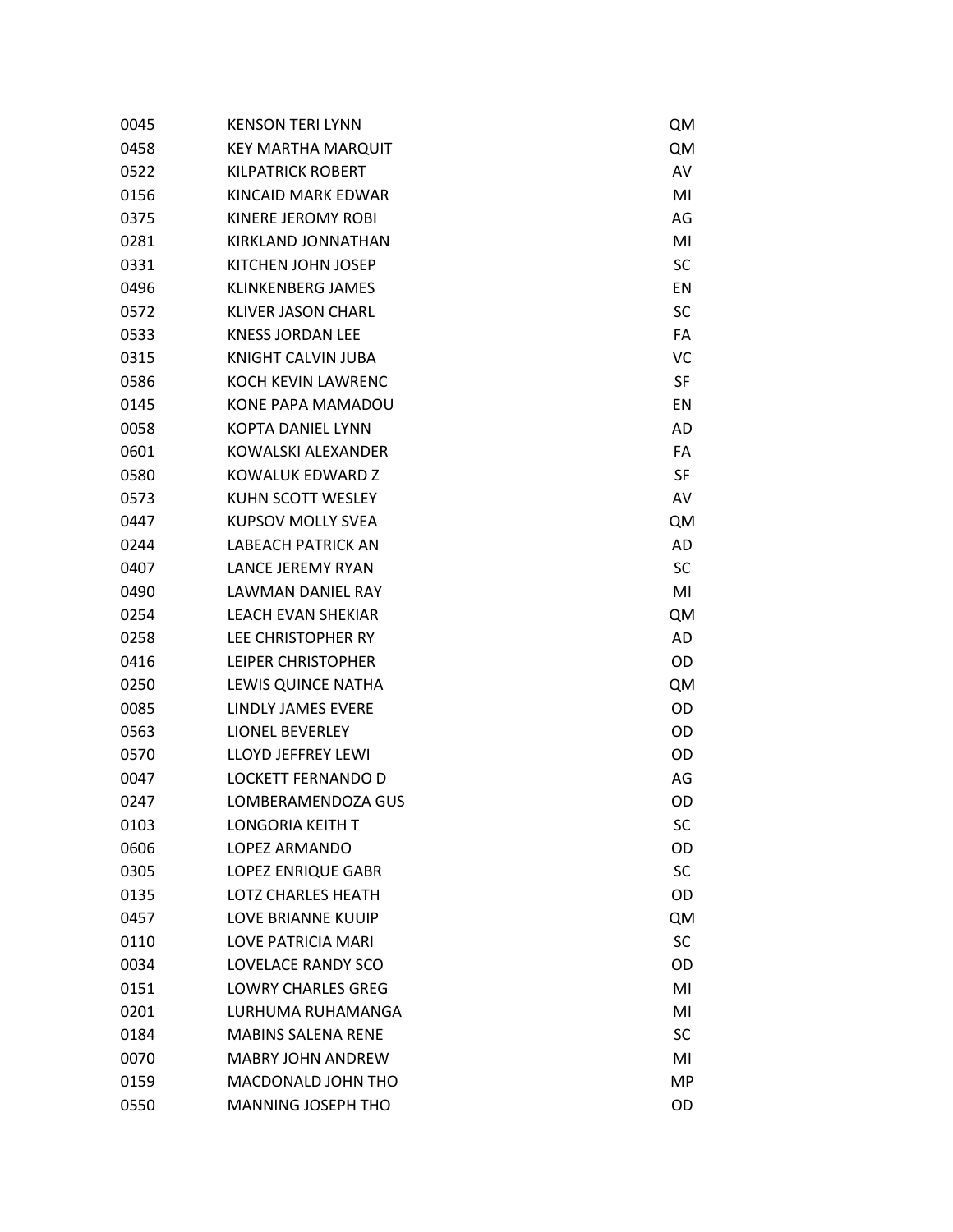| | | |
|---|---|---|
| 0045 | KENSON TERI LYNN | QM |
| 0458 | KEY MARTHA MARQUIT | QM |
| 0522 | KILPATRICK ROBERT | AV |
| 0156 | KINCAID MARK EDWAR | MI |
| 0375 | KINERE JEROMY ROBI | AG |
| 0281 | KIRKLAND JONNATHAN | MI |
| 0331 | KITCHEN JOHN JOSEP | SC |
| 0496 | KLINKENBERG JAMES | EN |
| 0572 | KLIVER JASON CHARL | SC |
| 0533 | KNESS JORDAN LEE | FA |
| 0315 | KNIGHT CALVIN JUBA | VC |
| 0586 | KOCH KEVIN LAWRENC | SF |
| 0145 | KONE PAPA MAMADOU | EN |
| 0058 | KOPTA DANIEL LYNN | AD |
| 0601 | KOWALSKI ALEXANDER | FA |
| 0580 | KOWALUK EDWARD Z | SF |
| 0573 | KUHN SCOTT WESLEY | AV |
| 0447 | KUPSOV MOLLY SVEA | QM |
| 0244 | LABEACH PATRICK AN | AD |
| 0407 | LANCE JEREMY RYAN | SC |
| 0490 | LAWMAN DANIEL RAY | MI |
| 0254 | LEACH EVAN SHEKIAR | QM |
| 0258 | LEE CHRISTOPHER RY | AD |
| 0416 | LEIPER CHRISTOPHER | OD |
| 0250 | LEWIS QUINCE NATHA | QM |
| 0085 | LINDLY JAMES EVERE | OD |
| 0563 | LIONEL BEVERLEY | OD |
| 0570 | LLOYD JEFFREY LEWI | OD |
| 0047 | LOCKETT FERNANDO D | AG |
| 0247 | LOMBERAMENDOZA GUS | OD |
| 0103 | LONGORIA KEITH T | SC |
| 0606 | LOPEZ ARMANDO | OD |
| 0305 | LOPEZ ENRIQUE GABR | SC |
| 0135 | LOTZ CHARLES HEATH | OD |
| 0457 | LOVE BRIANNE KUUIP | QM |
| 0110 | LOVE PATRICIA MARI | SC |
| 0034 | LOVELACE RANDY SCO | OD |
| 0151 | LOWRY CHARLES GREG | MI |
| 0201 | LURHUMA RUHAMANGA | MI |
| 0184 | MABINS SALENA RENE | SC |
| 0070 | MABRY JOHN ANDREW | MI |
| 0159 | MACDONALD JOHN THO | MP |
| 0550 | MANNING JOSEPH THO | OD |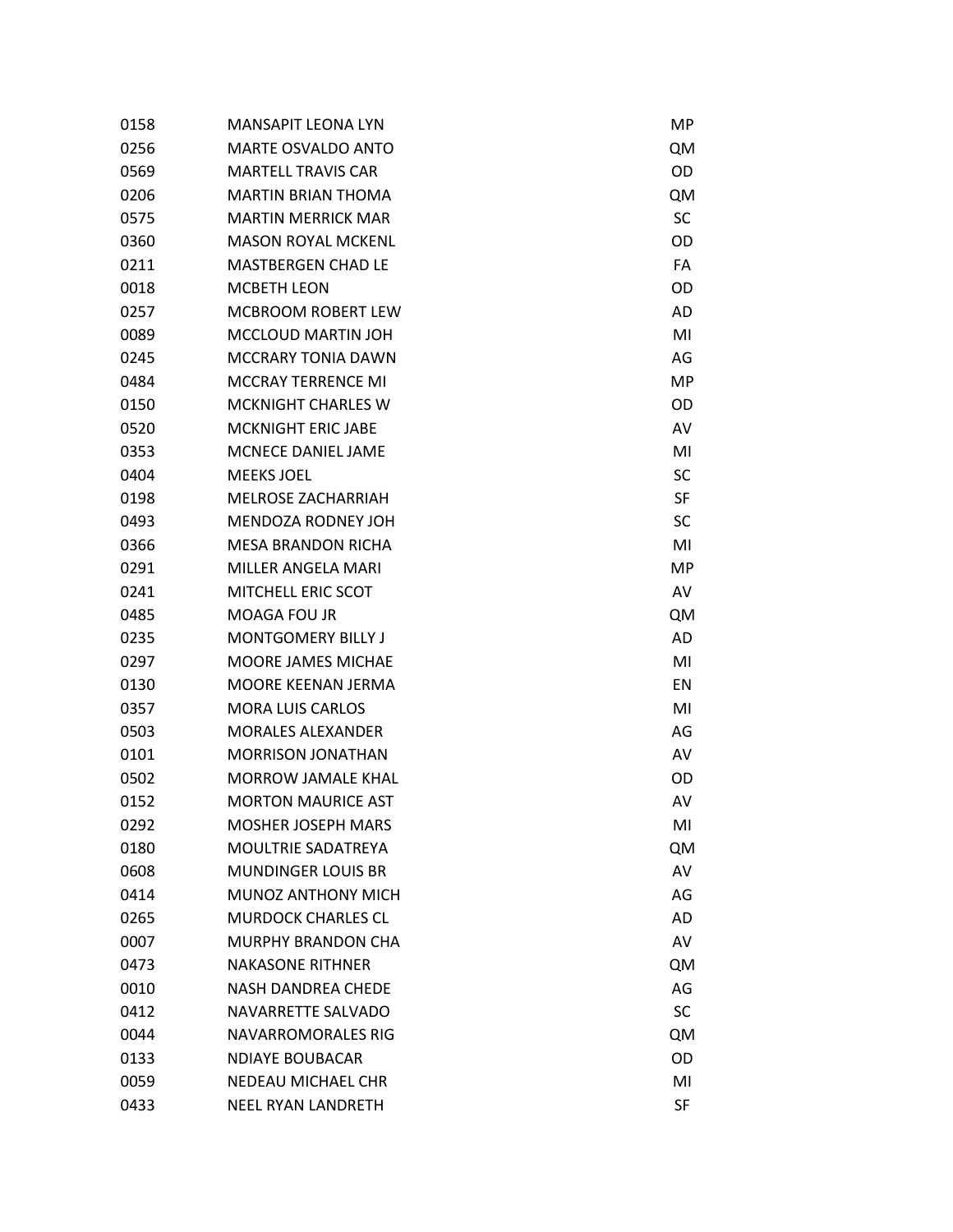| | | |
|---|---|---|
| 0158 | MANSAPIT LEONA LYN | MP |
| 0256 | MARTE OSVALDO ANTO | QM |
| 0569 | MARTELL TRAVIS CAR | OD |
| 0206 | MARTIN BRIAN THOMA | QM |
| 0575 | MARTIN MERRICK MAR | SC |
| 0360 | MASON ROYAL MCKENL | OD |
| 0211 | MASTBERGEN CHAD LE | FA |
| 0018 | MCBETH LEON | OD |
| 0257 | MCBROOM ROBERT LEW | AD |
| 0089 | MCCLOUD MARTIN JOH | MI |
| 0245 | MCCRARY TONIA DAWN | AG |
| 0484 | MCCRAY TERRENCE MI | MP |
| 0150 | MCKNIGHT CHARLES W | OD |
| 0520 | MCKNIGHT ERIC JABE | AV |
| 0353 | MCNECE DANIEL JAME | MI |
| 0404 | MEEKS JOEL | SC |
| 0198 | MELROSE ZACHARRIAH | SF |
| 0493 | MENDOZA RODNEY JOH | SC |
| 0366 | MESA BRANDON RICHA | MI |
| 0291 | MILLER ANGELA MARI | MP |
| 0241 | MITCHELL ERIC SCOT | AV |
| 0485 | MOAGA FOU JR | QM |
| 0235 | MONTGOMERY BILLY J | AD |
| 0297 | MOORE JAMES MICHAE | MI |
| 0130 | MOORE KEENAN JERMA | EN |
| 0357 | MORA LUIS CARLOS | MI |
| 0503 | MORALES ALEXANDER | AG |
| 0101 | MORRISON JONATHAN | AV |
| 0502 | MORROW JAMALE KHAL | OD |
| 0152 | MORTON MAURICE AST | AV |
| 0292 | MOSHER JOSEPH MARS | MI |
| 0180 | MOULTRIE SADATREYA | QM |
| 0608 | MUNDINGER LOUIS BR | AV |
| 0414 | MUNOZ ANTHONY MICH | AG |
| 0265 | MURDOCK CHARLES CL | AD |
| 0007 | MURPHY BRANDON CHA | AV |
| 0473 | NAKASONE RITHNER | QM |
| 0010 | NASH DANDREA CHEDE | AG |
| 0412 | NAVARRETTE SALVADO | SC |
| 0044 | NAVARROMORALES RIG | QM |
| 0133 | NDIAYE BOUBACAR | OD |
| 0059 | NEDEAU MICHAEL CHR | MI |
| 0433 | NEEL RYAN LANDRETH | SF |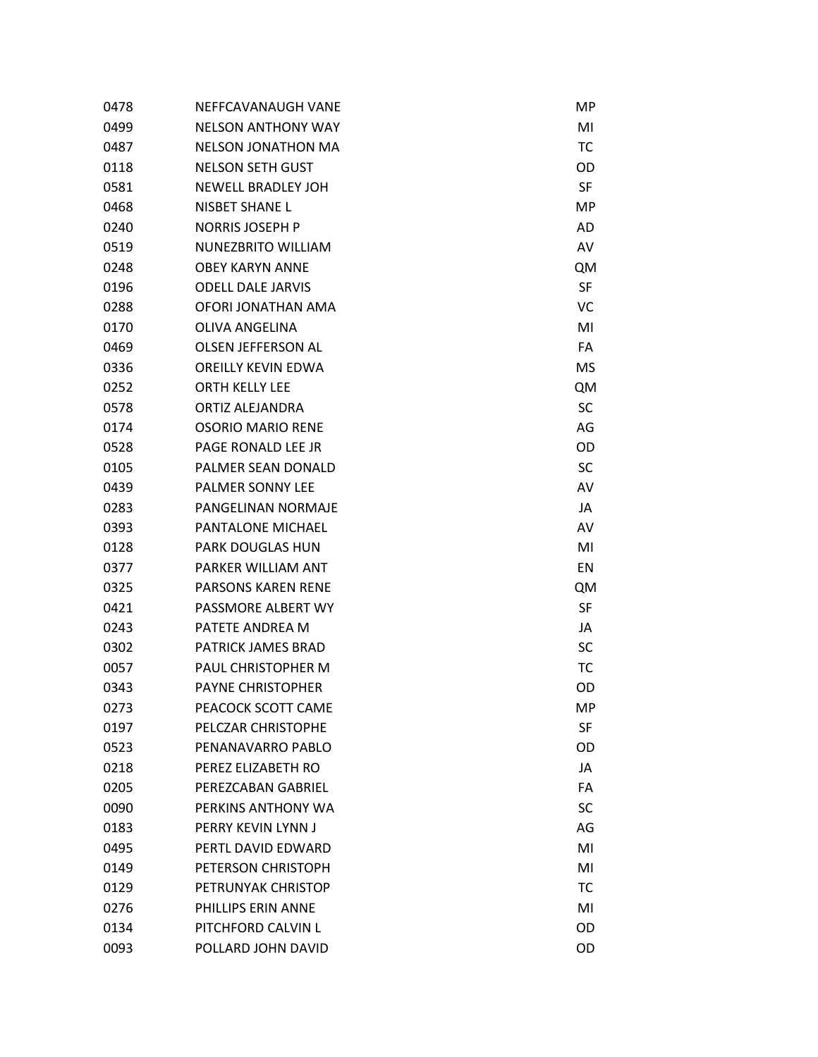| | | |
|---|---|---|
| 0478 | NEFFCAVANAUGH VANE | MP |
| 0499 | NELSON ANTHONY WAY | MI |
| 0487 | NELSON JONATHON MA | TC |
| 0118 | NELSON SETH GUST | OD |
| 0581 | NEWELL BRADLEY JOH | SF |
| 0468 | NISBET SHANE L | MP |
| 0240 | NORRIS JOSEPH P | AD |
| 0519 | NUNEZBRITO WILLIAM | AV |
| 0248 | OBEY KARYN ANNE | QM |
| 0196 | ODELL DALE JARVIS | SF |
| 0288 | OFORI JONATHAN AMA | VC |
| 0170 | OLIVA ANGELINA | MI |
| 0469 | OLSEN JEFFERSON AL | FA |
| 0336 | OREILLY KEVIN EDWA | MS |
| 0252 | ORTH KELLY LEE | QM |
| 0578 | ORTIZ ALEJANDRA | SC |
| 0174 | OSORIO MARIO RENE | AG |
| 0528 | PAGE RONALD LEE JR | OD |
| 0105 | PALMER SEAN DONALD | SC |
| 0439 | PALMER SONNY LEE | AV |
| 0283 | PANGELINAN NORMAJE | JA |
| 0393 | PANTALONE MICHAEL | AV |
| 0128 | PARK DOUGLAS HUN | MI |
| 0377 | PARKER WILLIAM ANT | EN |
| 0325 | PARSONS KAREN RENE | QM |
| 0421 | PASSMORE ALBERT WY | SF |
| 0243 | PATETE ANDREA M | JA |
| 0302 | PATRICK JAMES BRAD | SC |
| 0057 | PAUL CHRISTOPHER M | TC |
| 0343 | PAYNE CHRISTOPHER | OD |
| 0273 | PEACOCK SCOTT CAME | MP |
| 0197 | PELCZAR CHRISTOPHE | SF |
| 0523 | PENANAVARRO PABLO | OD |
| 0218 | PEREZ ELIZABETH RO | JA |
| 0205 | PEREZCABAN GABRIEL | FA |
| 0090 | PERKINS ANTHONY WA | SC |
| 0183 | PERRY KEVIN LYNN J | AG |
| 0495 | PERTL DAVID EDWARD | MI |
| 0149 | PETERSON CHRISTOPH | MI |
| 0129 | PETRUNYAK CHRISTOP | TC |
| 0276 | PHILLIPS ERIN ANNE | MI |
| 0134 | PITCHFORD CALVIN L | OD |
| 0093 | POLLARD JOHN DAVID | OD |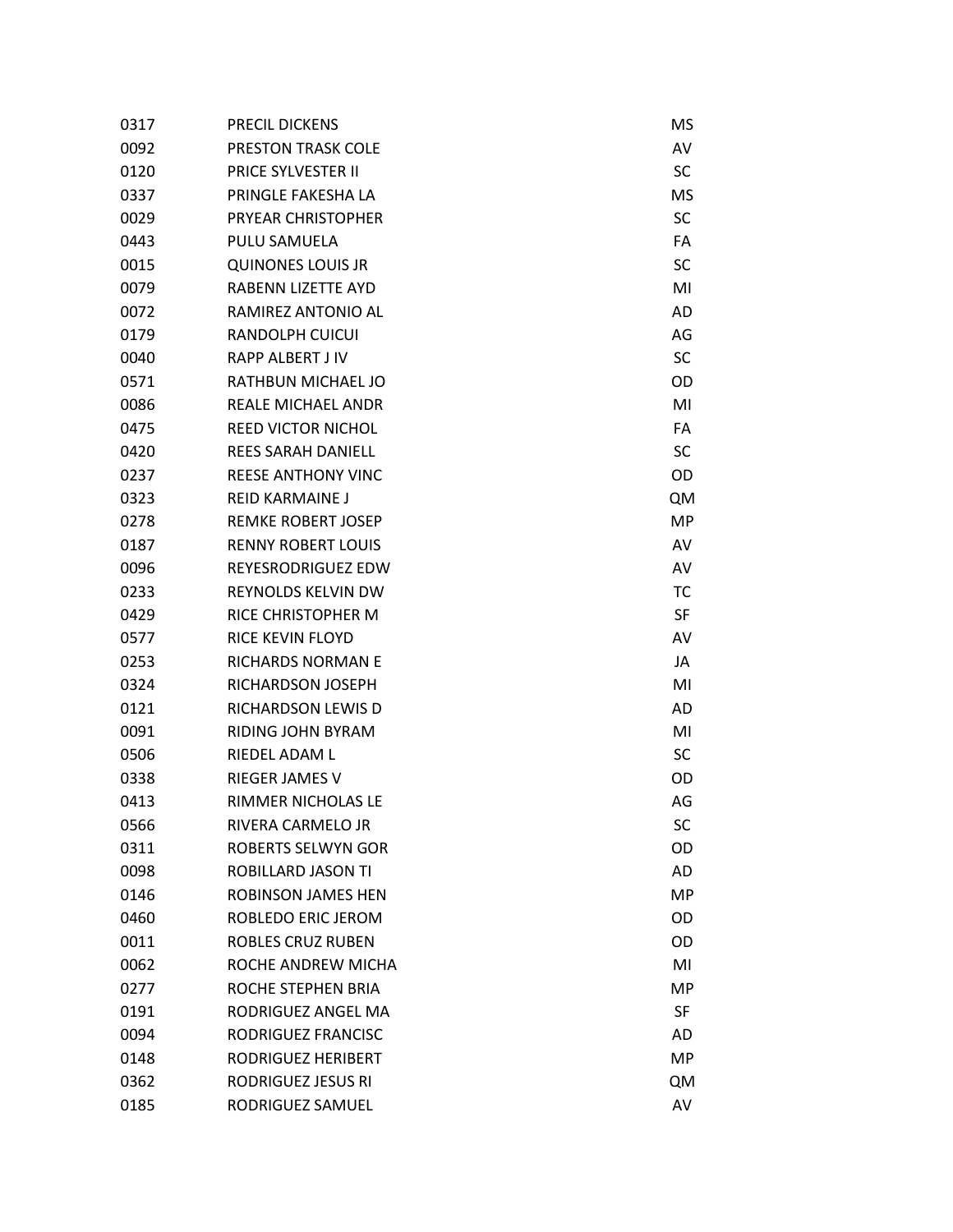| | | |
|---|---|---|
| 0317 | PRECIL DICKENS | MS |
| 0092 | PRESTON TRASK COLE | AV |
| 0120 | PRICE SYLVESTER II | SC |
| 0337 | PRINGLE FAKESHA LA | MS |
| 0029 | PRYEAR CHRISTOPHER | SC |
| 0443 | PULU SAMUELA | FA |
| 0015 | QUINONES LOUIS JR | SC |
| 0079 | RABENN LIZETTE AYD | MI |
| 0072 | RAMIREZ ANTONIO AL | AD |
| 0179 | RANDOLPH CUICUI | AG |
| 0040 | RAPP ALBERT J IV | SC |
| 0571 | RATHBUN MICHAEL JO | OD |
| 0086 | REALE MICHAEL ANDR | MI |
| 0475 | REED VICTOR NICHOL | FA |
| 0420 | REES SARAH DANIELL | SC |
| 0237 | REESE ANTHONY VINC | OD |
| 0323 | REID KARMAINE J | QM |
| 0278 | REMKE ROBERT JOSEP | MP |
| 0187 | RENNY ROBERT LOUIS | AV |
| 0096 | REYESRODRIGUEZ EDW | AV |
| 0233 | REYNOLDS KELVIN DW | TC |
| 0429 | RICE CHRISTOPHER M | SF |
| 0577 | RICE KEVIN FLOYD | AV |
| 0253 | RICHARDS NORMAN E | JA |
| 0324 | RICHARDSON JOSEPH | MI |
| 0121 | RICHARDSON LEWIS D | AD |
| 0091 | RIDING JOHN BYRAM | MI |
| 0506 | RIEDEL ADAM L | SC |
| 0338 | RIEGER JAMES V | OD |
| 0413 | RIMMER NICHOLAS LE | AG |
| 0566 | RIVERA CARMELO JR | SC |
| 0311 | ROBERTS SELWYN GOR | OD |
| 0098 | ROBILLARD JASON TI | AD |
| 0146 | ROBINSON JAMES HEN | MP |
| 0460 | ROBLEDO ERIC JEROM | OD |
| 0011 | ROBLES CRUZ RUBEN | OD |
| 0062 | ROCHE ANDREW MICHA | MI |
| 0277 | ROCHE STEPHEN BRIA | MP |
| 0191 | RODRIGUEZ ANGEL MA | SF |
| 0094 | RODRIGUEZ FRANCISC | AD |
| 0148 | RODRIGUEZ HERIBERT | MP |
| 0362 | RODRIGUEZ JESUS RI | QM |
| 0185 | RODRIGUEZ SAMUEL | AV |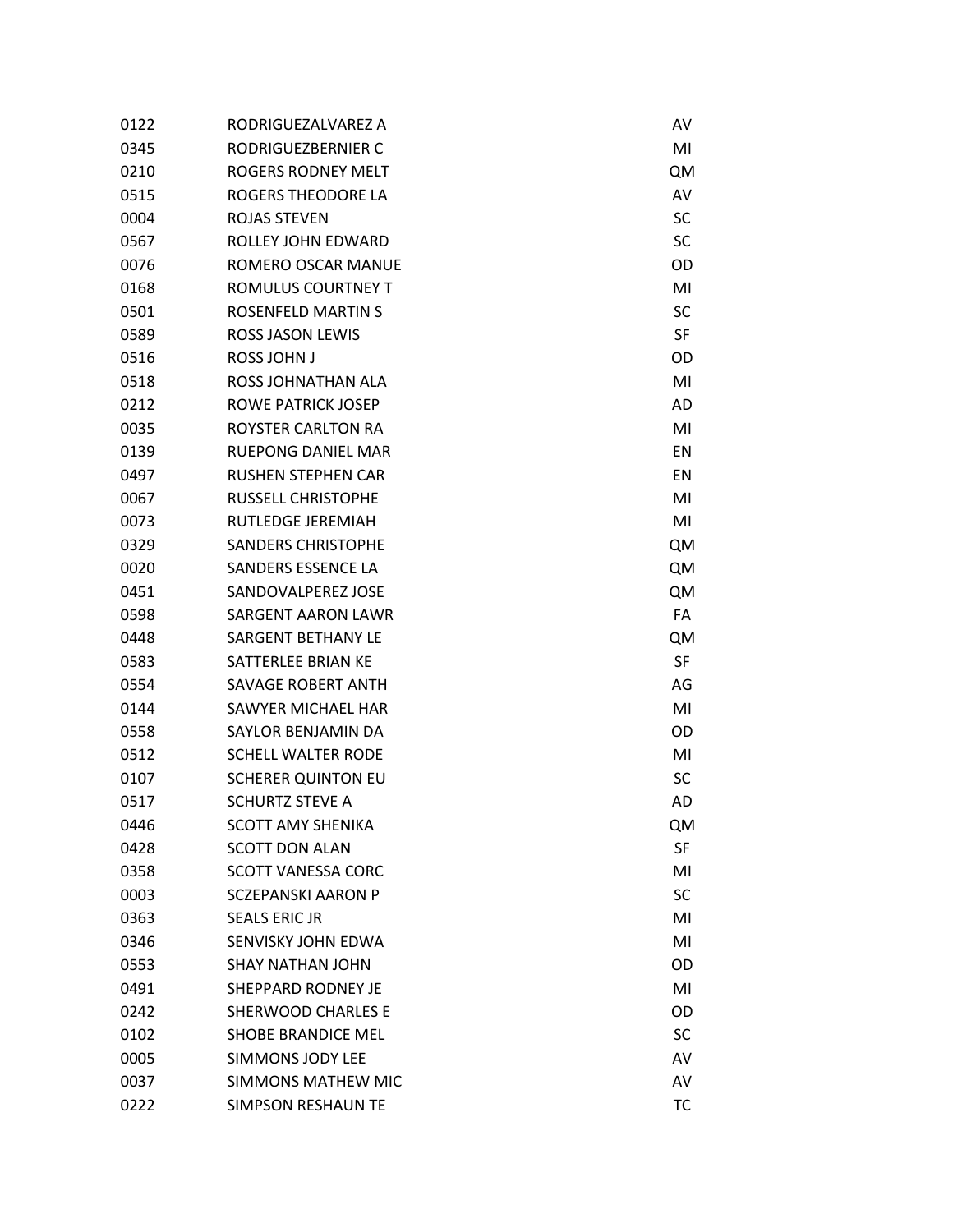| | | |
|---|---|---|
| 0122 | RODRIGUEZALVAREZ A | AV |
| 0345 | RODRIGUEZBERNIER C | MI |
| 0210 | ROGERS RODNEY MELT | QM |
| 0515 | ROGERS THEODORE LA | AV |
| 0004 | ROJAS STEVEN | SC |
| 0567 | ROLLEY JOHN EDWARD | SC |
| 0076 | ROMERO OSCAR MANUE | OD |
| 0168 | ROMULUS COURTNEY T | MI |
| 0501 | ROSENFELD MARTIN S | SC |
| 0589 | ROSS JASON LEWIS | SF |
| 0516 | ROSS JOHN J | OD |
| 0518 | ROSS JOHNATHAN ALA | MI |
| 0212 | ROWE PATRICK JOSEP | AD |
| 0035 | ROYSTER CARLTON RA | MI |
| 0139 | RUEPONG DANIEL MAR | EN |
| 0497 | RUSHEN STEPHEN CAR | EN |
| 0067 | RUSSELL CHRISTOPHE | MI |
| 0073 | RUTLEDGE JEREMIAH | MI |
| 0329 | SANDERS CHRISTOPHE | QM |
| 0020 | SANDERS ESSENCE LA | QM |
| 0451 | SANDOVALPEREZ JOSE | QM |
| 0598 | SARGENT AARON LAWR | FA |
| 0448 | SARGENT BETHANY LE | QM |
| 0583 | SATTERLEE BRIAN KE | SF |
| 0554 | SAVAGE ROBERT ANTH | AG |
| 0144 | SAWYER MICHAEL HAR | MI |
| 0558 | SAYLOR BENJAMIN DA | OD |
| 0512 | SCHELL WALTER RODE | MI |
| 0107 | SCHERER QUINTON EU | SC |
| 0517 | SCHURTZ STEVE A | AD |
| 0446 | SCOTT AMY SHENIKA | QM |
| 0428 | SCOTT DON ALAN | SF |
| 0358 | SCOTT VANESSA CORC | MI |
| 0003 | SCZEPANSKI AARON P | SC |
| 0363 | SEALS ERIC JR | MI |
| 0346 | SENVISKY JOHN EDWA | MI |
| 0553 | SHAY NATHAN JOHN | OD |
| 0491 | SHEPPARD RODNEY JE | MI |
| 0242 | SHERWOOD CHARLES E | OD |
| 0102 | SHOBE BRANDICE MEL | SC |
| 0005 | SIMMONS JODY LEE | AV |
| 0037 | SIMMONS MATHEW MIC | AV |
| 0222 | SIMPSON RESHAUN TE | TC |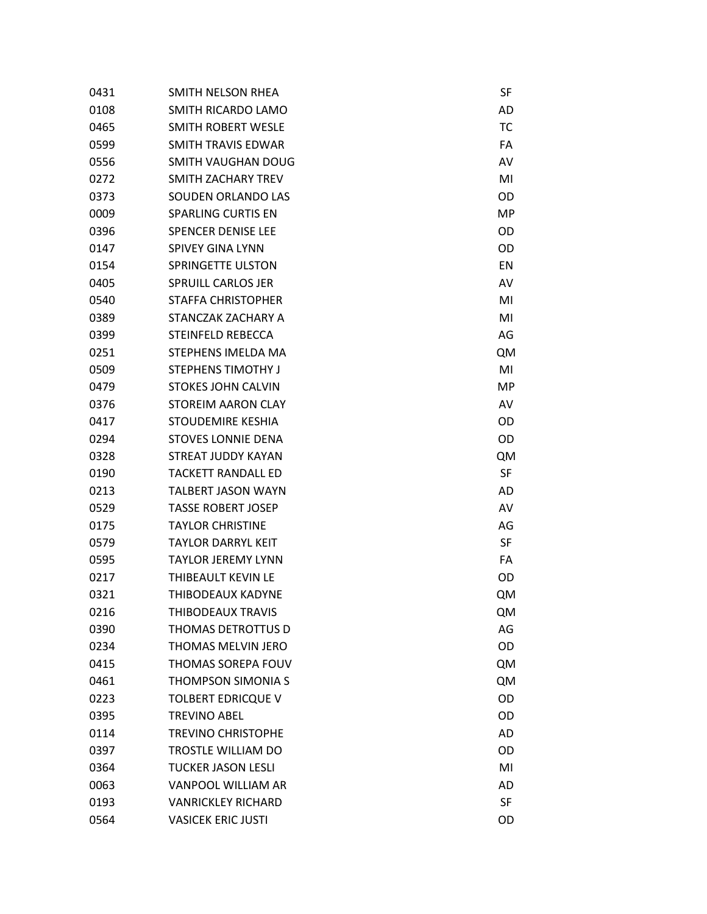| | | |
|---|---|---|
| 0431 | SMITH NELSON RHEA | SF |
| 0108 | SMITH RICARDO LAMO | AD |
| 0465 | SMITH ROBERT WESLE | TC |
| 0599 | SMITH TRAVIS EDWAR | FA |
| 0556 | SMITH VAUGHAN DOUG | AV |
| 0272 | SMITH ZACHARY TREV | MI |
| 0373 | SOUDEN ORLANDO LAS | OD |
| 0009 | SPARLING CURTIS EN | MP |
| 0396 | SPENCER DENISE LEE | OD |
| 0147 | SPIVEY GINA LYNN | OD |
| 0154 | SPRINGETTE ULSTON | EN |
| 0405 | SPRUILL CARLOS JER | AV |
| 0540 | STAFFA CHRISTOPHER | MI |
| 0389 | STANCZAK ZACHARY A | MI |
| 0399 | STEINFELD REBECCA | AG |
| 0251 | STEPHENS IMELDA MA | QM |
| 0509 | STEPHENS TIMOTHY J | MI |
| 0479 | STOKES JOHN CALVIN | MP |
| 0376 | STOREIM AARON CLAY | AV |
| 0417 | STOUDEMIRE KESHIA | OD |
| 0294 | STOVES LONNIE DENA | OD |
| 0328 | STREAT JUDDY KAYAN | QM |
| 0190 | TACKETT RANDALL ED | SF |
| 0213 | TALBERT JASON WAYN | AD |
| 0529 | TASSE ROBERT JOSEP | AV |
| 0175 | TAYLOR CHRISTINE | AG |
| 0579 | TAYLOR DARRYL KEIT | SF |
| 0595 | TAYLOR JEREMY LYNN | FA |
| 0217 | THIBEAULT KEVIN LE | OD |
| 0321 | THIBODEAUX KADYNE | QM |
| 0216 | THIBODEAUX TRAVIS | QM |
| 0390 | THOMAS DETROTTUS D | AG |
| 0234 | THOMAS MELVIN JERO | OD |
| 0415 | THOMAS SOREPA FOUV | QM |
| 0461 | THOMPSON SIMONIA S | QM |
| 0223 | TOLBERT EDRICQUE V | OD |
| 0395 | TREVINO ABEL | OD |
| 0114 | TREVINO CHRISTOPHE | AD |
| 0397 | TROSTLE WILLIAM DO | OD |
| 0364 | TUCKER JASON LESLI | MI |
| 0063 | VANPOOL WILLIAM AR | AD |
| 0193 | VANRICKLEY RICHARD | SF |
| 0564 | VASICEK ERIC JUSTI | OD |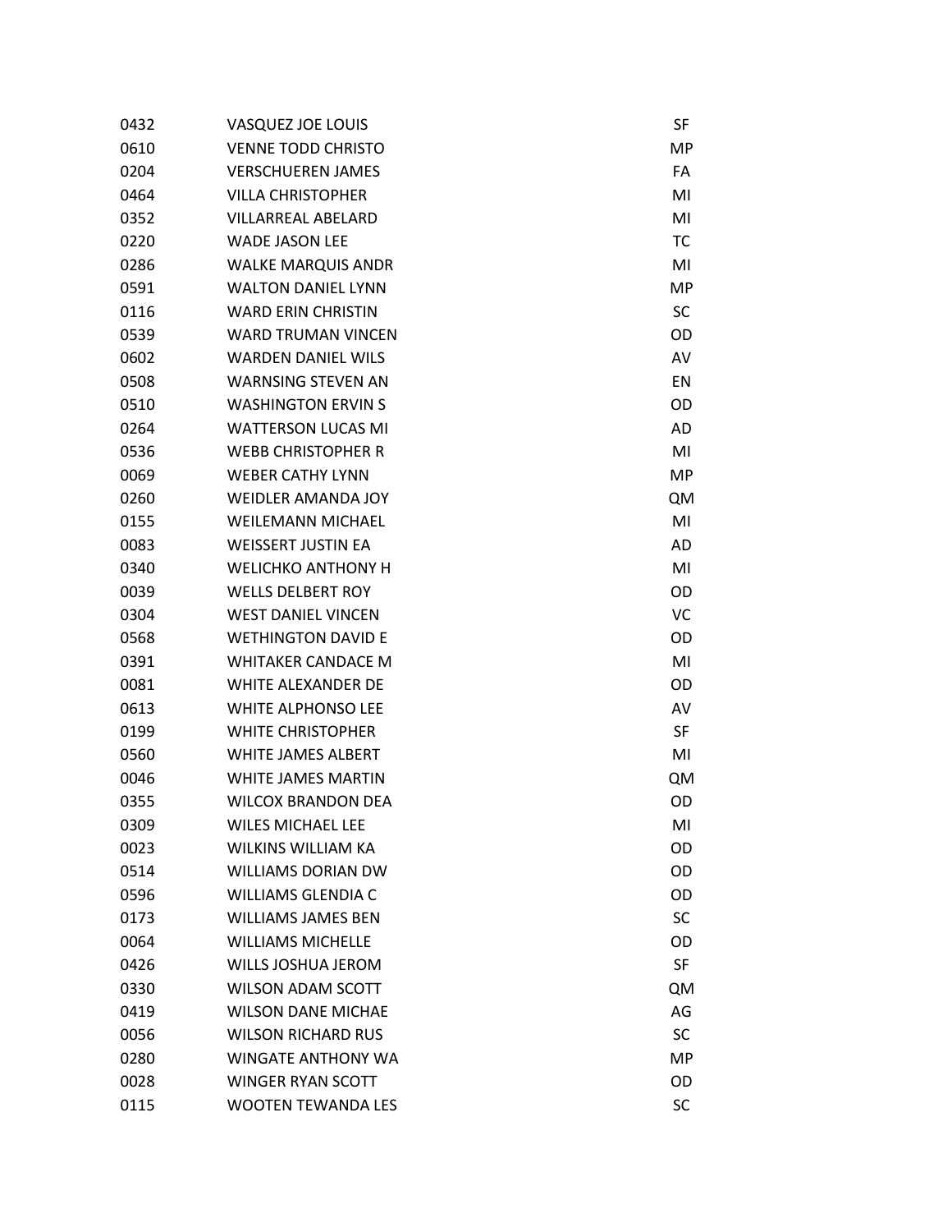| | | |
|---|---|---|
| 0432 | VASQUEZ JOE LOUIS | SF |
| 0610 | VENNE TODD CHRISTO | MP |
| 0204 | VERSCHUEREN JAMES | FA |
| 0464 | VILLA CHRISTOPHER | MI |
| 0352 | VILLARREAL ABELARD | MI |
| 0220 | WADE JASON LEE | TC |
| 0286 | WALKE MARQUIS ANDR | MI |
| 0591 | WALTON DANIEL LYNN | MP |
| 0116 | WARD ERIN CHRISTIN | SC |
| 0539 | WARD TRUMAN VINCEN | OD |
| 0602 | WARDEN DANIEL WILS | AV |
| 0508 | WARNSING STEVEN AN | EN |
| 0510 | WASHINGTON ERVIN S | OD |
| 0264 | WATTERSON LUCAS MI | AD |
| 0536 | WEBB CHRISTOPHER R | MI |
| 0069 | WEBER CATHY LYNN | MP |
| 0260 | WEIDLER AMANDA JOY | QM |
| 0155 | WEILEMANN MICHAEL | MI |
| 0083 | WEISSERT JUSTIN EA | AD |
| 0340 | WELICHKO ANTHONY H | MI |
| 0039 | WELLS DELBERT ROY | OD |
| 0304 | WEST DANIEL VINCEN | VC |
| 0568 | WETHINGTON DAVID E | OD |
| 0391 | WHITAKER CANDACE M | MI |
| 0081 | WHITE ALEXANDER DE | OD |
| 0613 | WHITE ALPHONSO LEE | AV |
| 0199 | WHITE CHRISTOPHER | SF |
| 0560 | WHITE JAMES ALBERT | MI |
| 0046 | WHITE JAMES MARTIN | QM |
| 0355 | WILCOX BRANDON DEA | OD |
| 0309 | WILES MICHAEL LEE | MI |
| 0023 | WILKINS WILLIAM KA | OD |
| 0514 | WILLIAMS DORIAN DW | OD |
| 0596 | WILLIAMS GLENDIA C | OD |
| 0173 | WILLIAMS JAMES BEN | SC |
| 0064 | WILLIAMS MICHELLE | OD |
| 0426 | WILLS JOSHUA JEROM | SF |
| 0330 | WILSON ADAM SCOTT | QM |
| 0419 | WILSON DANE MICHAE | AG |
| 0056 | WILSON RICHARD RUS | SC |
| 0280 | WINGATE ANTHONY WA | MP |
| 0028 | WINGER RYAN SCOTT | OD |
| 0115 | WOOTEN TEWANDA LES | SC |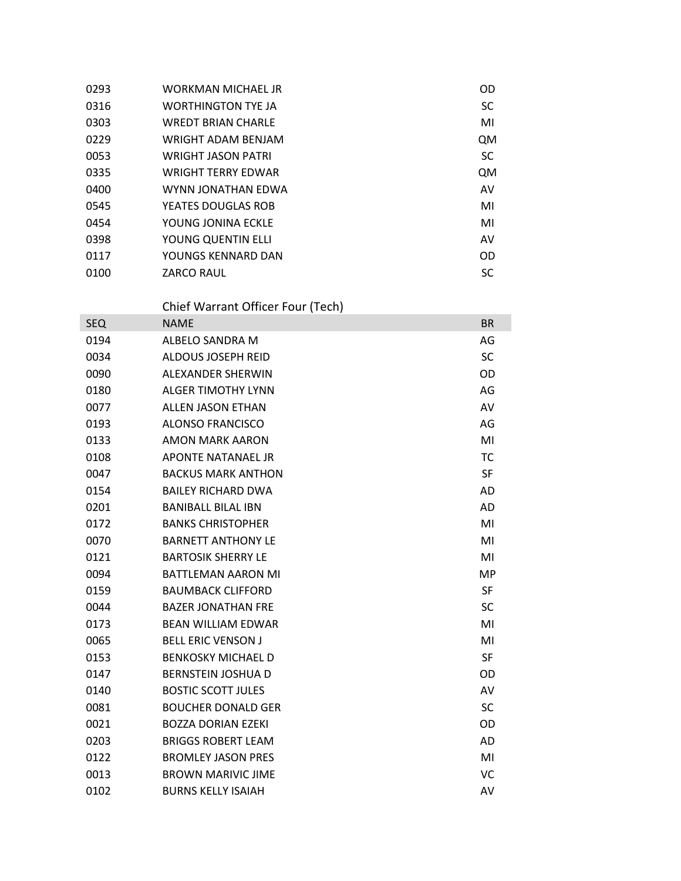| | | |
|---|---|---|
| 0293 | WORKMAN MICHAEL JR | OD |
| 0316 | WORTHINGTON TYE JA | SC |
| 0303 | WREDT BRIAN CHARLE | MI |
| 0229 | WRIGHT ADAM BENJAM | QM |
| 0053 | WRIGHT JASON PATRI | SC |
| 0335 | WRIGHT TERRY EDWAR | QM |
| 0400 | WYNN JONATHAN EDWA | AV |
| 0545 | YEATES DOUGLAS ROB | MI |
| 0454 | YOUNG JONINA ECKLE | MI |
| 0398 | YOUNG QUENTIN ELLI | AV |
| 0117 | YOUNGS KENNARD DAN | OD |
| 0100 | ZARCO RAUL | SC |

## Chief Warrant Officer Four (Tech)

| SEQ | NAME | BR |
|---|---|---|
| 0194 | ALBELO SANDRA M | AG |
| 0034 | ALDOUS JOSEPH REID | SC |
| 0090 | ALEXANDER SHERWIN | OD |
| 0180 | ALGER TIMOTHY LYNN | AG |
| 0077 | ALLEN JASON ETHAN | AV |
| 0193 | ALONSO FRANCISCO | AG |
| 0133 | AMON MARK AARON | MI |
| 0108 | APONTE NATANAEL JR | TC |
| 0047 | BACKUS MARK ANTHON | SF |
| 0154 | BAILEY RICHARD DWA | AD |
| 0201 | BANIBALL BILAL IBN | AD |
| 0172 | BANKS CHRISTOPHER | MI |
| 0070 | BARNETT ANTHONY LE | MI |
| 0121 | BARTOSIK SHERRY LE | MI |
| 0094 | BATTLEMAN AARON MI | MP |
| 0159 | BAUMBACK CLIFFORD | SF |
| 0044 | BAZER JONATHAN FRE | SC |
| 0173 | BEAN WILLIAM EDWAR | MI |
| 0065 | BELL ERIC VENSON J | MI |
| 0153 | BENKOSKY MICHAEL D | SF |
| 0147 | BERNSTEIN JOSHUA D | OD |
| 0140 | BOSTIC SCOTT JULES | AV |
| 0081 | BOUCHER DONALD GER | SC |
| 0021 | BOZZA DORIAN EZEKI | OD |
| 0203 | BRIGGS ROBERT LEAM | AD |
| 0122 | BROMLEY JASON PRES | MI |
| 0013 | BROWN MARIVIC JIME | VC |
| 0102 | BURNS KELLY ISAIAH | AV |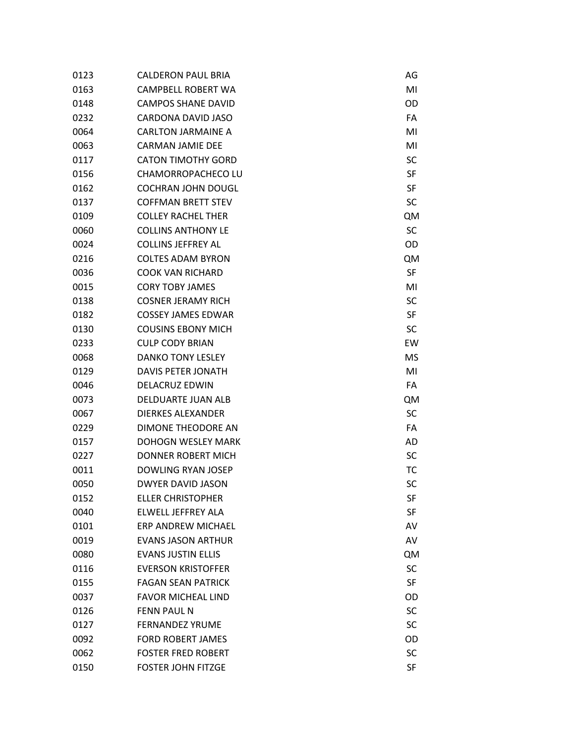| | | |
|---|---|---|
| 0123 | CALDERON PAUL BRIA | AG |
| 0163 | CAMPBELL ROBERT WA | MI |
| 0148 | CAMPOS SHANE DAVID | OD |
| 0232 | CARDONA DAVID JASO | FA |
| 0064 | CARLTON JARMAINE A | MI |
| 0063 | CARMAN JAMIE DEE | MI |
| 0117 | CATON TIMOTHY GORD | SC |
| 0156 | CHAMORROPACHECO LU | SF |
| 0162 | COCHRAN JOHN DOUGL | SF |
| 0137 | COFFMAN BRETT STEV | SC |
| 0109 | COLLEY RACHEL THER | QM |
| 0060 | COLLINS ANTHONY LE | SC |
| 0024 | COLLINS JEFFREY AL | OD |
| 0216 | COLTES ADAM BYRON | QM |
| 0036 | COOK VAN RICHARD | SF |
| 0015 | CORY TOBY JAMES | MI |
| 0138 | COSNER JERAMY RICH | SC |
| 0182 | COSSEY JAMES EDWAR | SF |
| 0130 | COUSINS EBONY MICH | SC |
| 0233 | CULP CODY BRIAN | EW |
| 0068 | DANKO TONY LESLEY | MS |
| 0129 | DAVIS PETER JONATH | MI |
| 0046 | DELACRUZ EDWIN | FA |
| 0073 | DELDUARTE JUAN ALB | QM |
| 0067 | DIERKES ALEXANDER | SC |
| 0229 | DIMONE THEODORE AN | FA |
| 0157 | DOHOGN WESLEY MARK | AD |
| 0227 | DONNER ROBERT MICH | SC |
| 0011 | DOWLING RYAN JOSEP | TC |
| 0050 | DWYER DAVID JASON | SC |
| 0152 | ELLER CHRISTOPHER | SF |
| 0040 | ELWELL JEFFREY ALA | SF |
| 0101 | ERP ANDREW MICHAEL | AV |
| 0019 | EVANS JASON ARTHUR | AV |
| 0080 | EVANS JUSTIN ELLIS | QM |
| 0116 | EVERSON KRISTOFFER | SC |
| 0155 | FAGAN SEAN PATRICK | SF |
| 0037 | FAVOR MICHEAL LIND | OD |
| 0126 | FENN PAUL N | SC |
| 0127 | FERNANDEZ YRUME | SC |
| 0092 | FORD ROBERT JAMES | OD |
| 0062 | FOSTER FRED ROBERT | SC |
| 0150 | FOSTER JOHN FITZGE | SF |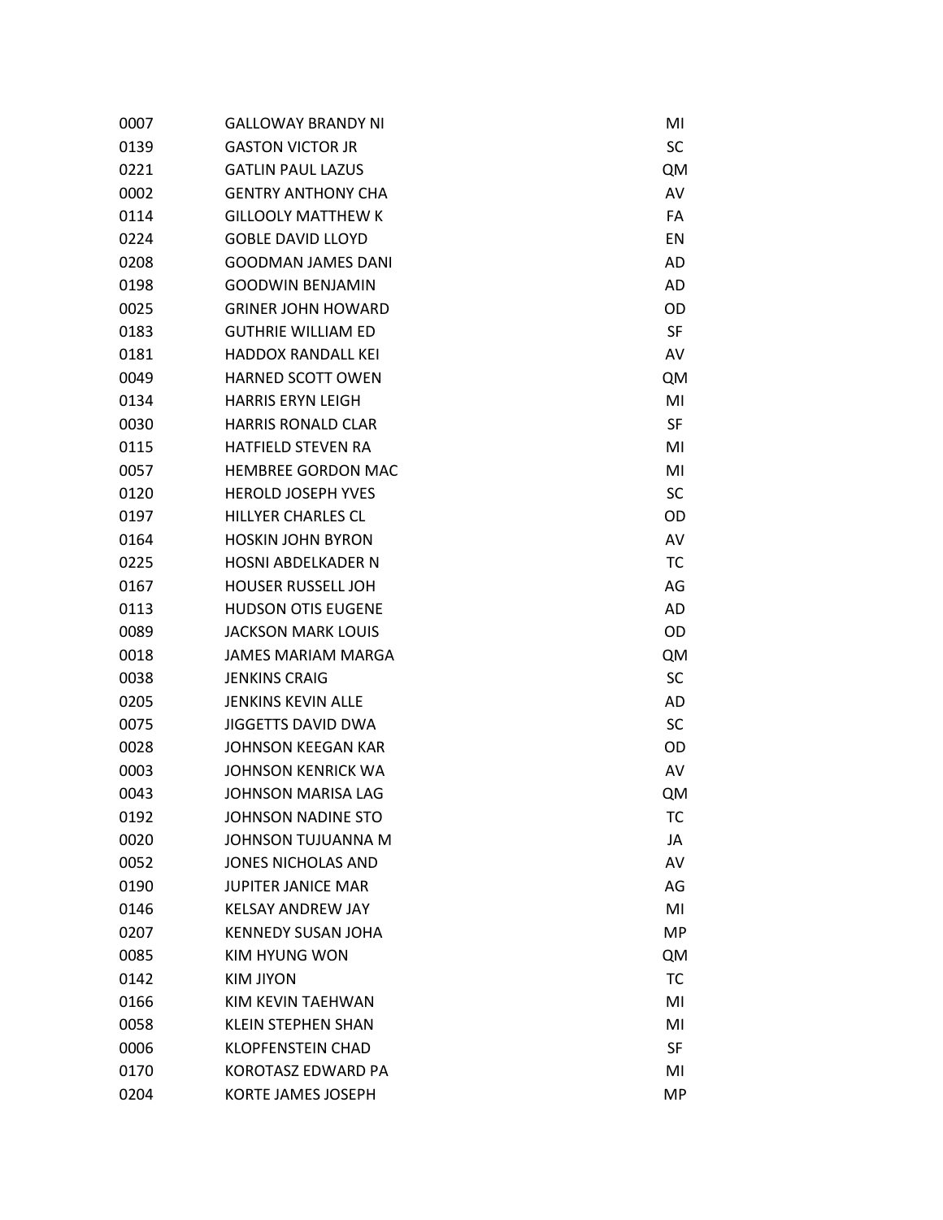| | | |
|---|---|---|
| 0007 | GALLOWAY BRANDY NI | MI |
| 0139 | GASTON VICTOR JR | SC |
| 0221 | GATLIN PAUL LAZUS | QM |
| 0002 | GENTRY ANTHONY CHA | AV |
| 0114 | GILLOOLY MATTHEW K | FA |
| 0224 | GOBLE DAVID LLOYD | EN |
| 0208 | GOODMAN JAMES DANI | AD |
| 0198 | GOODWIN BENJAMIN | AD |
| 0025 | GRINER JOHN HOWARD | OD |
| 0183 | GUTHRIE WILLIAM ED | SF |
| 0181 | HADDOX RANDALL KEI | AV |
| 0049 | HARNED SCOTT OWEN | QM |
| 0134 | HARRIS ERYN LEIGH | MI |
| 0030 | HARRIS RONALD CLAR | SF |
| 0115 | HATFIELD STEVEN RA | MI |
| 0057 | HEMBREE GORDON MAC | MI |
| 0120 | HEROLD JOSEPH YVES | SC |
| 0197 | HILLYER CHARLES CL | OD |
| 0164 | HOSKIN JOHN BYRON | AV |
| 0225 | HOSNI ABDELKADER N | TC |
| 0167 | HOUSER RUSSELL JOH | AG |
| 0113 | HUDSON OTIS EUGENE | AD |
| 0089 | JACKSON MARK LOUIS | OD |
| 0018 | JAMES MARIAM MARGA | QM |
| 0038 | JENKINS CRAIG | SC |
| 0205 | JENKINS KEVIN ALLE | AD |
| 0075 | JIGGETTS DAVID DWA | SC |
| 0028 | JOHNSON KEEGAN KAR | OD |
| 0003 | JOHNSON KENRICK WA | AV |
| 0043 | JOHNSON MARISA LAG | QM |
| 0192 | JOHNSON NADINE STO | TC |
| 0020 | JOHNSON TUJUANNA M | JA |
| 0052 | JONES NICHOLAS AND | AV |
| 0190 | JUPITER JANICE MAR | AG |
| 0146 | KELSAY ANDREW JAY | MI |
| 0207 | KENNEDY SUSAN JOHA | MP |
| 0085 | KIM HYUNG WON | QM |
| 0142 | KIM JIYON | TC |
| 0166 | KIM KEVIN TAEHWAN | MI |
| 0058 | KLEIN STEPHEN SHAN | MI |
| 0006 | KLOPFENSTEIN CHAD | SF |
| 0170 | KOROTASZ EDWARD PA | MI |
| 0204 | KORTE JAMES JOSEPH | MP |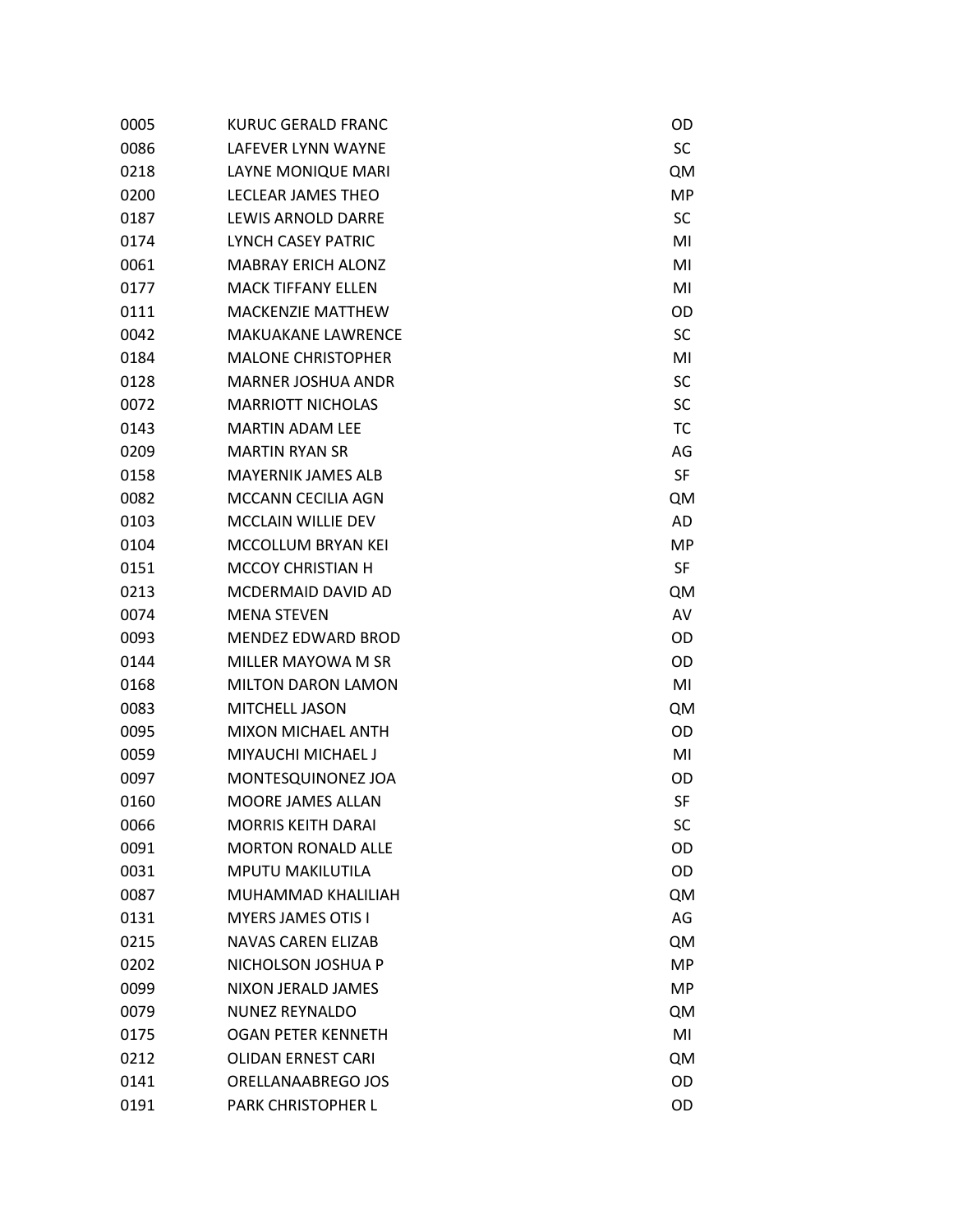| | | |
|---|---|---|
| 0005 | KURUC GERALD FRANC | OD |
| 0086 | LAFEVER LYNN WAYNE | SC |
| 0218 | LAYNE MONIQUE MARI | QM |
| 0200 | LECLEAR JAMES THEO | MP |
| 0187 | LEWIS ARNOLD DARRE | SC |
| 0174 | LYNCH CASEY PATRIC | MI |
| 0061 | MABRAY ERICH ALONZ | MI |
| 0177 | MACK TIFFANY ELLEN | MI |
| 0111 | MACKENZIE MATTHEW | OD |
| 0042 | MAKUAKANE LAWRENCE | SC |
| 0184 | MALONE CHRISTOPHER | MI |
| 0128 | MARNER JOSHUA ANDR | SC |
| 0072 | MARRIOTT NICHOLAS | SC |
| 0143 | MARTIN ADAM LEE | TC |
| 0209 | MARTIN RYAN SR | AG |
| 0158 | MAYERNIK JAMES ALB | SF |
| 0082 | MCCANN CECILIA AGN | QM |
| 0103 | MCCLAIN WILLIE DEV | AD |
| 0104 | MCCOLLUM BRYAN KEI | MP |
| 0151 | MCCOY CHRISTIAN H | SF |
| 0213 | MCDERMAID DAVID AD | QM |
| 0074 | MENA STEVEN | AV |
| 0093 | MENDEZ EDWARD BROD | OD |
| 0144 | MILLER MAYOWA M SR | OD |
| 0168 | MILTON DARON LAMON | MI |
| 0083 | MITCHELL JASON | QM |
| 0095 | MIXON MICHAEL ANTH | OD |
| 0059 | MIYAUCHI MICHAEL J | MI |
| 0097 | MONTESQUINONEZ JOA | OD |
| 0160 | MOORE JAMES ALLAN | SF |
| 0066 | MORRIS KEITH DARAI | SC |
| 0091 | MORTON RONALD ALLE | OD |
| 0031 | MPUTU MAKILUTILA | OD |
| 0087 | MUHAMMAD KHALILIAH | QM |
| 0131 | MYERS JAMES OTIS I | AG |
| 0215 | NAVAS CAREN ELIZAB | QM |
| 0202 | NICHOLSON JOSHUA P | MP |
| 0099 | NIXON JERALD JAMES | MP |
| 0079 | NUNEZ REYNALDO | QM |
| 0175 | OGAN PETER KENNETH | MI |
| 0212 | OLIDAN ERNEST CARI | QM |
| 0141 | ORELLANAABREGO JOS | OD |
| 0191 | PARK CHRISTOPHER L | OD |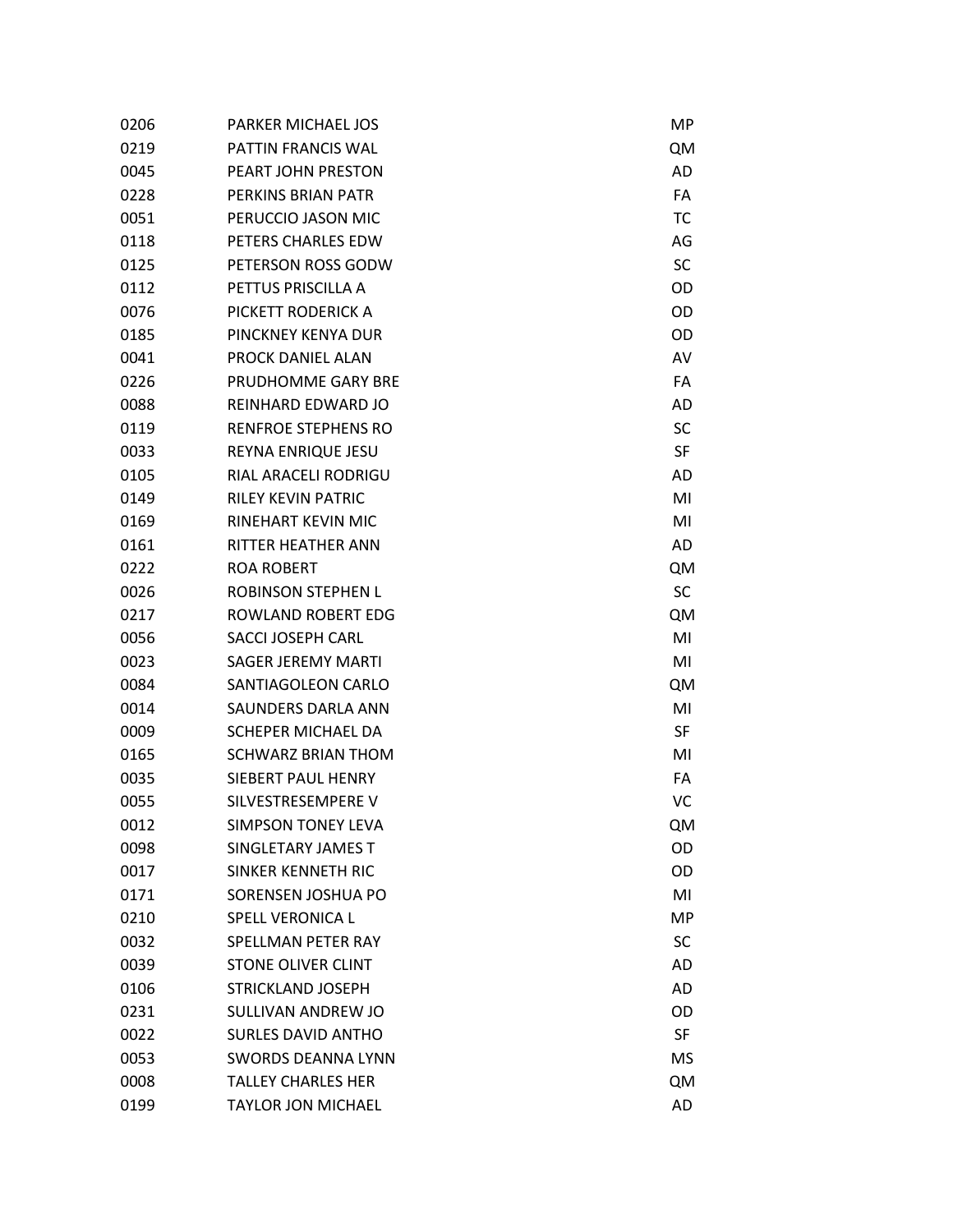| | | |
|---|---|---|
| 0206 | PARKER MICHAEL JOS | MP |
| 0219 | PATTIN FRANCIS WAL | QM |
| 0045 | PEART JOHN PRESTON | AD |
| 0228 | PERKINS BRIAN PATR | FA |
| 0051 | PERUCCIO JASON MIC | TC |
| 0118 | PETERS CHARLES EDW | AG |
| 0125 | PETERSON ROSS GODW | SC |
| 0112 | PETTUS PRISCILLA A | OD |
| 0076 | PICKETT RODERICK A | OD |
| 0185 | PINCKNEY KENYA DUR | OD |
| 0041 | PROCK DANIEL ALAN | AV |
| 0226 | PRUDHOMME GARY BRE | FA |
| 0088 | REINHARD EDWARD JO | AD |
| 0119 | RENFROE STEPHENS RO | SC |
| 0033 | REYNA ENRIQUE JESU | SF |
| 0105 | RIAL ARACELI RODRIGU | AD |
| 0149 | RILEY KEVIN PATRIC | MI |
| 0169 | RINEHART KEVIN MIC | MI |
| 0161 | RITTER HEATHER ANN | AD |
| 0222 | ROA ROBERT | QM |
| 0026 | ROBINSON STEPHEN L | SC |
| 0217 | ROWLAND ROBERT EDG | QM |
| 0056 | SACCI JOSEPH CARL | MI |
| 0023 | SAGER JEREMY MARTI | MI |
| 0084 | SANTIAGOLEON CARLO | QM |
| 0014 | SAUNDERS DARLA ANN | MI |
| 0009 | SCHEPER MICHAEL DA | SF |
| 0165 | SCHWARZ BRIAN THOM | MI |
| 0035 | SIEBERT PAUL HENRY | FA |
| 0055 | SILVESTRESEMPERE V | VC |
| 0012 | SIMPSON TONEY LEVA | QM |
| 0098 | SINGLETARY JAMES T | OD |
| 0017 | SINKER KENNETH RIC | OD |
| 0171 | SORENSEN JOSHUA PO | MI |
| 0210 | SPELL VERONICA L | MP |
| 0032 | SPELLMAN PETER RAY | SC |
| 0039 | STONE OLIVER CLINT | AD |
| 0106 | STRICKLAND JOSEPH | AD |
| 0231 | SULLIVAN ANDREW JO | OD |
| 0022 | SURLES DAVID ANTHO | SF |
| 0053 | SWORDS DEANNA LYNN | MS |
| 0008 | TALLEY CHARLES HER | QM |
| 0199 | TAYLOR JON MICHAEL | AD |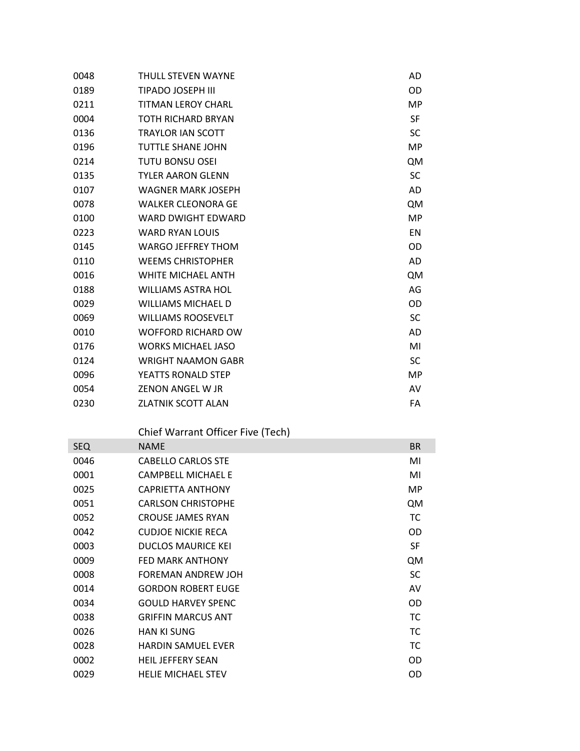| SEQ | NAME | BR |
|---|---|---|
| 0048 | THULL STEVEN WAYNE | AD |
| 0189 | TIPADO JOSEPH III | OD |
| 0211 | TITMAN LEROY CHARL | MP |
| 0004 | TOTH RICHARD BRYAN | SF |
| 0136 | TRAYLOR IAN SCOTT | SC |
| 0196 | TUTTLE SHANE JOHN | MP |
| 0214 | TUTU BONSU OSEI | QM |
| 0135 | TYLER AARON GLENN | SC |
| 0107 | WAGNER MARK JOSEPH | AD |
| 0078 | WALKER CLEONORA GE | QM |
| 0100 | WARD DWIGHT EDWARD | MP |
| 0223 | WARD RYAN LOUIS | EN |
| 0145 | WARGO JEFFREY THOM | OD |
| 0110 | WEEMS CHRISTOPHER | AD |
| 0016 | WHITE MICHAEL ANTH | QM |
| 0188 | WILLIAMS ASTRA HOL | AG |
| 0029 | WILLIAMS MICHAEL D | OD |
| 0069 | WILLIAMS ROOSEVELT | SC |
| 0010 | WOFFORD RICHARD OW | AD |
| 0176 | WORKS MICHAEL JASO | MI |
| 0124 | WRIGHT NAAMON GABR | SC |
| 0096 | YEATTS RONALD STEP | MP |
| 0054 | ZENON ANGEL W JR | AV |
| 0230 | ZLATNIK SCOTT ALAN | FA |

## Chief Warrant Officer Five (Tech)

| SEQ | NAME | BR |
|---|---|---|
| 0046 | CABELLO CARLOS STE | MI |
| 0001 | CAMPBELL MICHAEL E | MI |
| 0025 | CAPRIETTA ANTHONY | MP |
| 0051 | CARLSON CHRISTOPHE | QM |
| 0052 | CROUSE JAMES RYAN | TC |
| 0042 | CUDJOE NICKIE RECA | OD |
| 0003 | DUCLOS MAURICE KEI | SF |
| 0009 | FED MARK ANTHONY | QM |
| 0008 | FOREMAN ANDREW JOH | SC |
| 0014 | GORDON ROBERT EUGE | AV |
| 0034 | GOULD HARVEY SPENC | OD |
| 0038 | GRIFFIN MARCUS ANT | TC |
| 0026 | HAN KI SUNG | TC |
| 0028 | HARDIN SAMUEL EVER | TC |
| 0002 | HEIL JEFFERY SEAN | OD |
| 0029 | HELIE MICHAEL STEV | OD |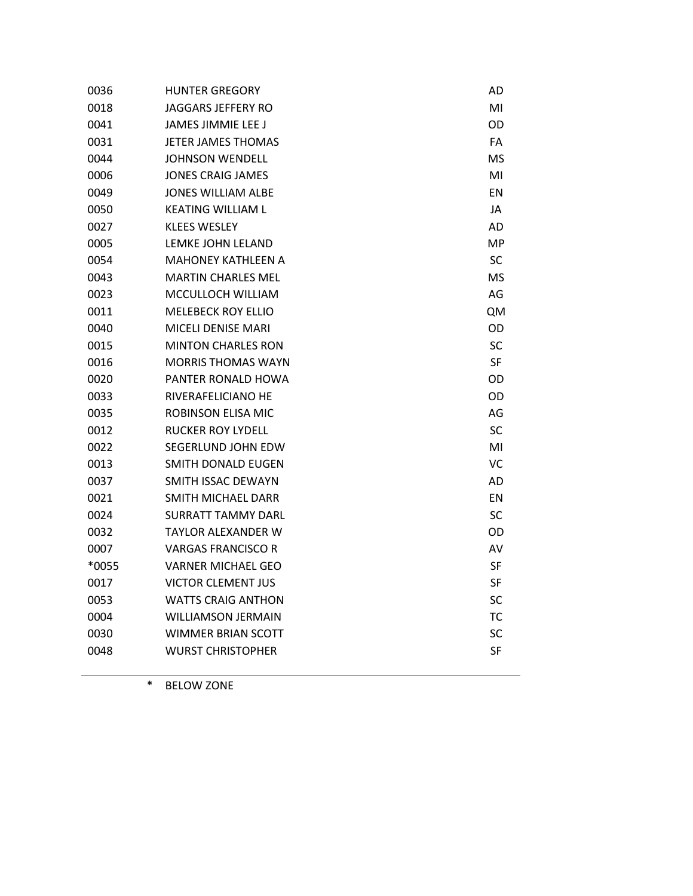| | | |
|---|---|---|
| 0036 | HUNTER GREGORY | AD |
| 0018 | JAGGARS JEFFERY RO | MI |
| 0041 | JAMES JIMMIE LEE J | OD |
| 0031 | JETER JAMES THOMAS | FA |
| 0044 | JOHNSON WENDELL | MS |
| 0006 | JONES CRAIG JAMES | MI |
| 0049 | JONES WILLIAM ALBE | EN |
| 0050 | KEATING WILLIAM L | JA |
| 0027 | KLEES WESLEY | AD |
| 0005 | LEMKE JOHN LELAND | MP |
| 0054 | MAHONEY KATHLEEN A | SC |
| 0043 | MARTIN CHARLES MEL | MS |
| 0023 | MCCULLOCH WILLIAM | AG |
| 0011 | MELEBECK ROY ELLIO | QM |
| 0040 | MICELI DENISE MARI | OD |
| 0015 | MINTON CHARLES RON | SC |
| 0016 | MORRIS THOMAS WAYN | SF |
| 0020 | PANTER RONALD HOWA | OD |
| 0033 | RIVERAFELICIANO HE | OD |
| 0035 | ROBINSON ELISA MIC | AG |
| 0012 | RUCKER ROY LYDELL | SC |
| 0022 | SEGERLUND JOHN EDW | MI |
| 0013 | SMITH DONALD EUGEN | VC |
| 0037 | SMITH ISSAC DEWAYN | AD |
| 0021 | SMITH MICHAEL DARR | EN |
| 0024 | SURRATT TAMMY DARL | SC |
| 0032 | TAYLOR ALEXANDER W | OD |
| 0007 | VARGAS FRANCISCO R | AV |
| *0055 | VARNER MICHAEL GEO | SF |
| 0017 | VICTOR CLEMENT JUS | SF |
| 0053 | WATTS CRAIG ANTHON | SC |
| 0004 | WILLIAMSON JERMAIN | TC |
| 0030 | WIMMER BRIAN SCOTT | SC |
| 0048 | WURST CHRISTOPHER | SF |

\* BELOW ZONE